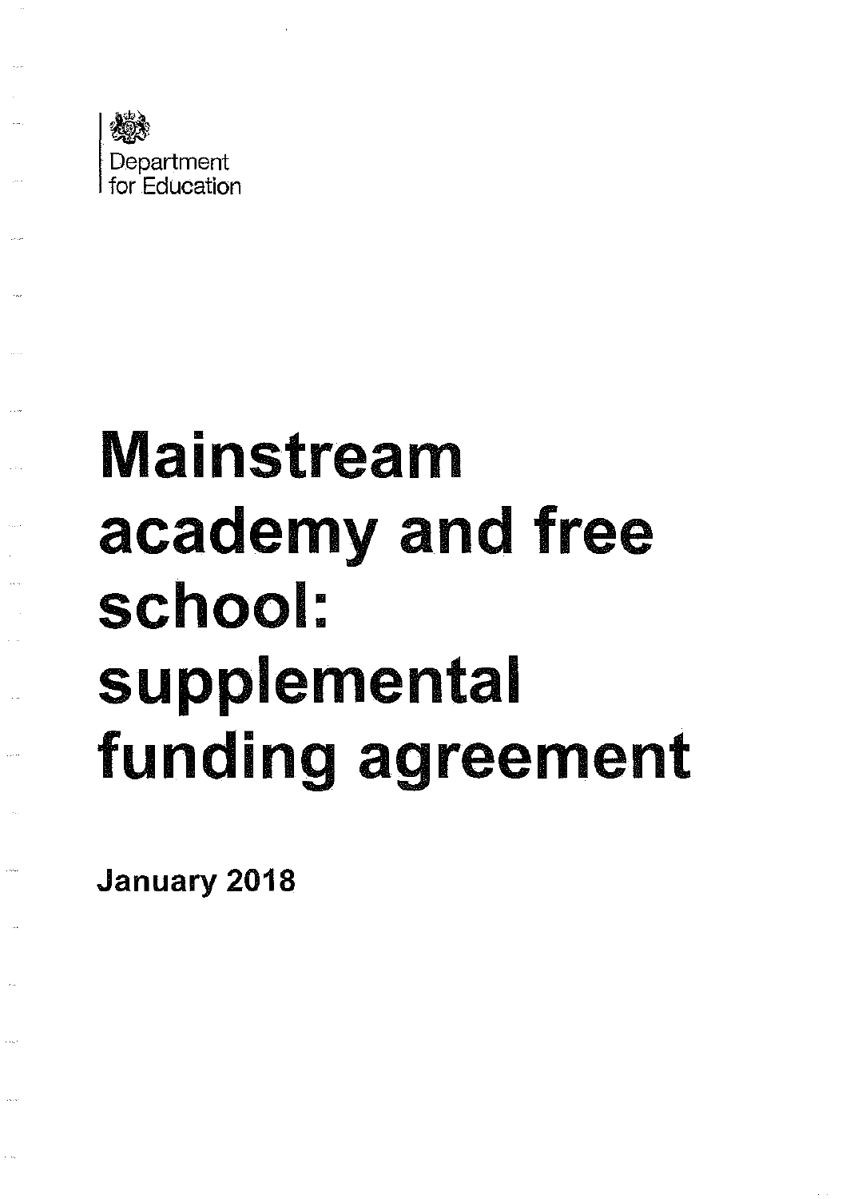Department for Education

# Mainstream academy and free school: supplemental funding agreement

**January 2018**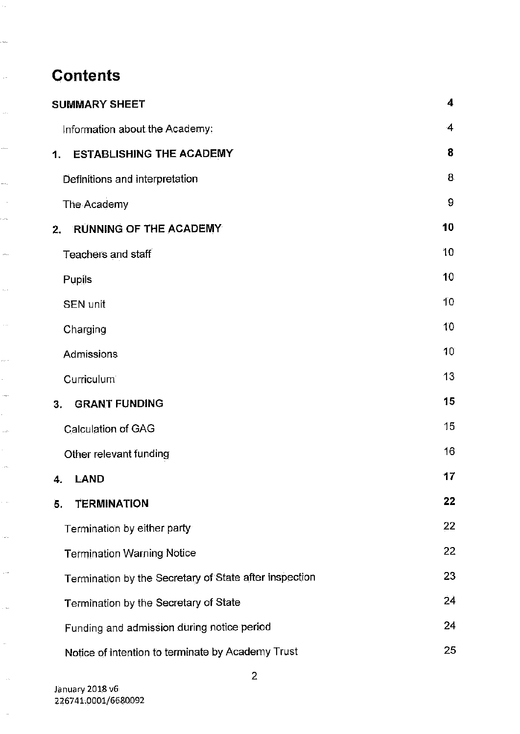# Contents

| | |
|---|---|
| **SUMMARY SHEET** | **4** |
| Information about the Academy: | 4 |
| **1. ESTABLISHING THE ACADEMY** | **8** |
| Definitions and interpretation | 8 |
| The Academy | 9 |
| **2. RUNNING OF THE ACADEMY** | **10** |
| Teachers and staff | 10 |
| Pupils | 10 |
| SEN unit | 10 |
| Charging | 10 |
| Admissions | 10 |
| Curriculum | 13 |
| **3. GRANT FUNDING** | **15** |
| Calculation of GAG | 15 |
| Other relevant funding | 16 |
| **4. LAND** | **17** |
| **5. TERMINATION** | **22** |
| Termination by either party | 22 |
| Termination Warning Notice | 22 |
| Termination by the Secretary of State after inspection | 23 |
| Termination by the Secretary of State | 24 |
| Funding and admission during notice period | 24 |
| Notice of intention to terminate by Academy Trust | 25 |

January 2018 v6
226741.0001/6680092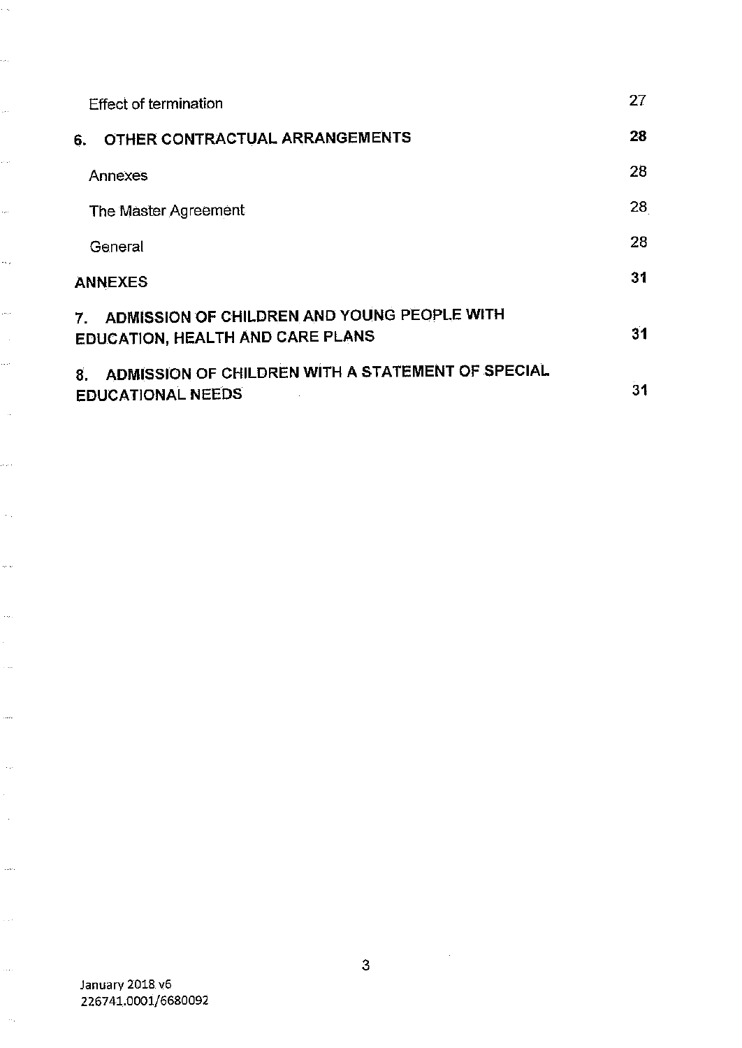| | |
|---|---|
| Effect of termination | 27 |
| **6. OTHER CONTRACTUAL ARRANGEMENTS** | **28** |
| Annexes | 28 |
| The Master Agreement | 28 |
| General | 28 |
| **ANNEXES** | **31** |
| **7. ADMISSION OF CHILDREN AND YOUNG PEOPLE WITH EDUCATION, HEALTH AND CARE PLANS** | **31** |
| **8. ADMISSION OF CHILDREN WITH A STATEMENT OF SPECIAL EDUCATIONAL NEEDS** | **31** |

January 2018 v6
226741.0001/6680092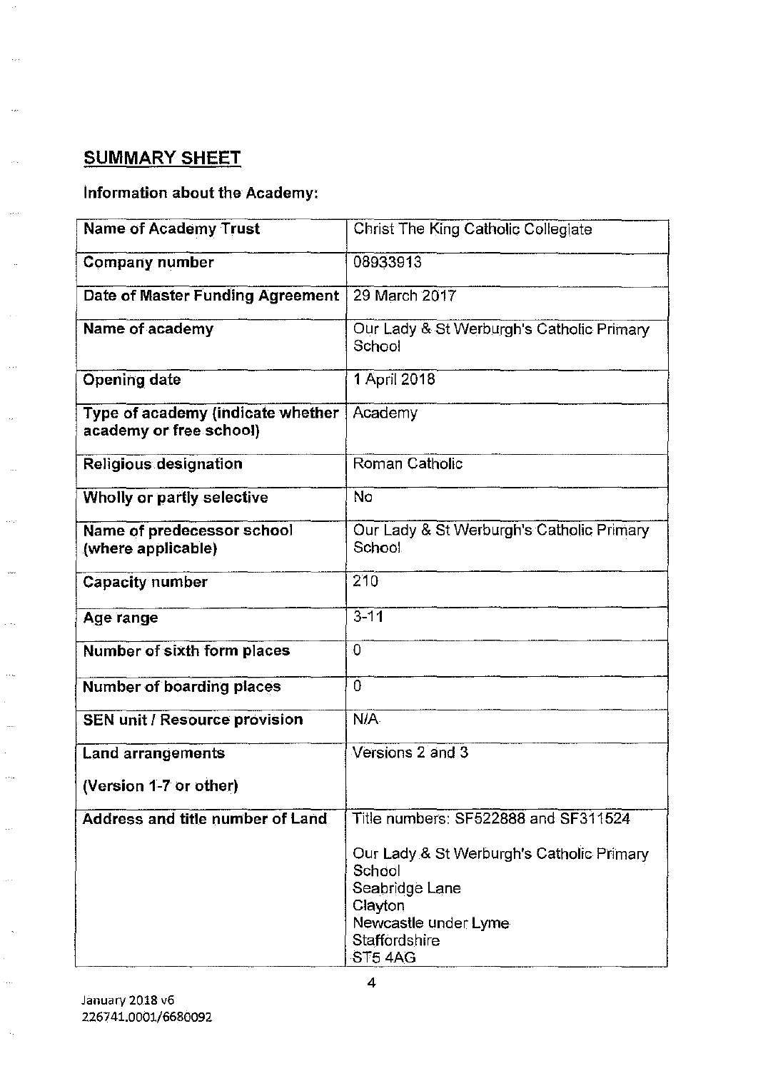## SUMMARY SHEET

**Information about the Academy:**

| **Name of Academy Trust** | Christ The King Catholic Collegiate |
|---|---|
| **Company number** | 08933913 |
| **Date of Master Funding Agreement** | 29 March 2017 |
| **Name of academy** | Our Lady & St Werburgh's Catholic Primary School |
| **Opening date** | 1 April 2018 |
| **Type of academy (indicate whether academy or free school)** | Academy |
| **Religious designation** | Roman Catholic |
| **Wholly or partly selective** | No |
| **Name of predecessor school (where applicable)** | Our Lady & St Werburgh's Catholic Primary School |
| **Capacity number** | 210 |
| **Age range** | 3-11 |
| **Number of sixth form places** | 0 |
| **Number of boarding places** | 0 |
| **SEN unit / Resource provision** | N/A |
| **Land arrangements**<br><br>**(Version 1-7 or other)** | Versions 2 and 3 |
| **Address and title number of Land** | Title numbers: SF522888 and SF311524<br><br>Our Lady & St Werburgh's Catholic Primary School<br>Seabridge Lane<br>Clayton<br>Newcastle under Lyme<br>Staffordshire<br>ST5 4AG |

January 2018 v6
226741.0001/6680092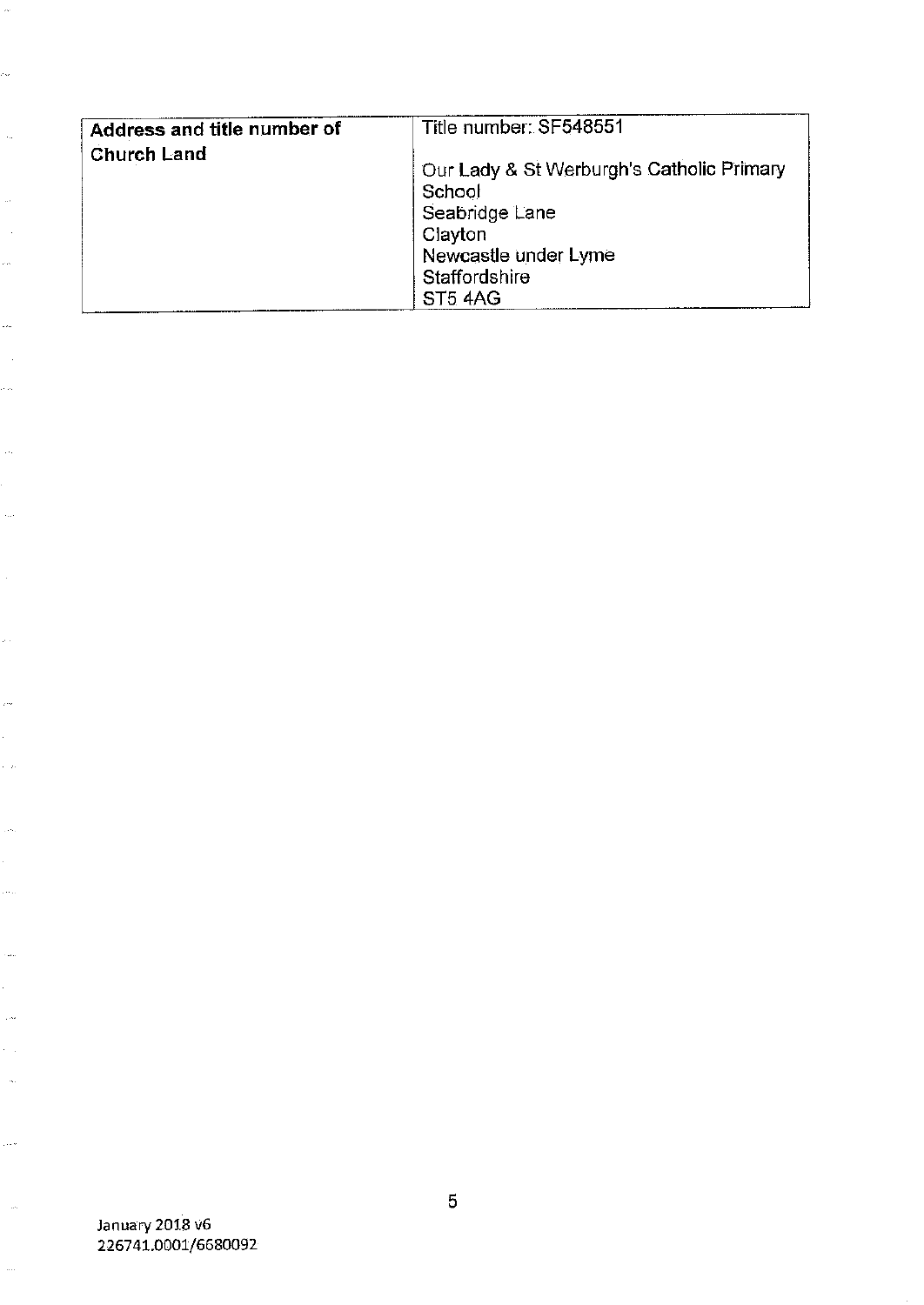| **Address and title number of Church Land** | Title number: SF548551<br><br>Our Lady & St Werburgh's Catholic Primary School<br>Seabridge Lane<br>Clayton<br>Newcastle under Lyme<br>Staffordshire<br>ST5 4AG |
|---|---|

January 2018 v6
226741.0001/6680092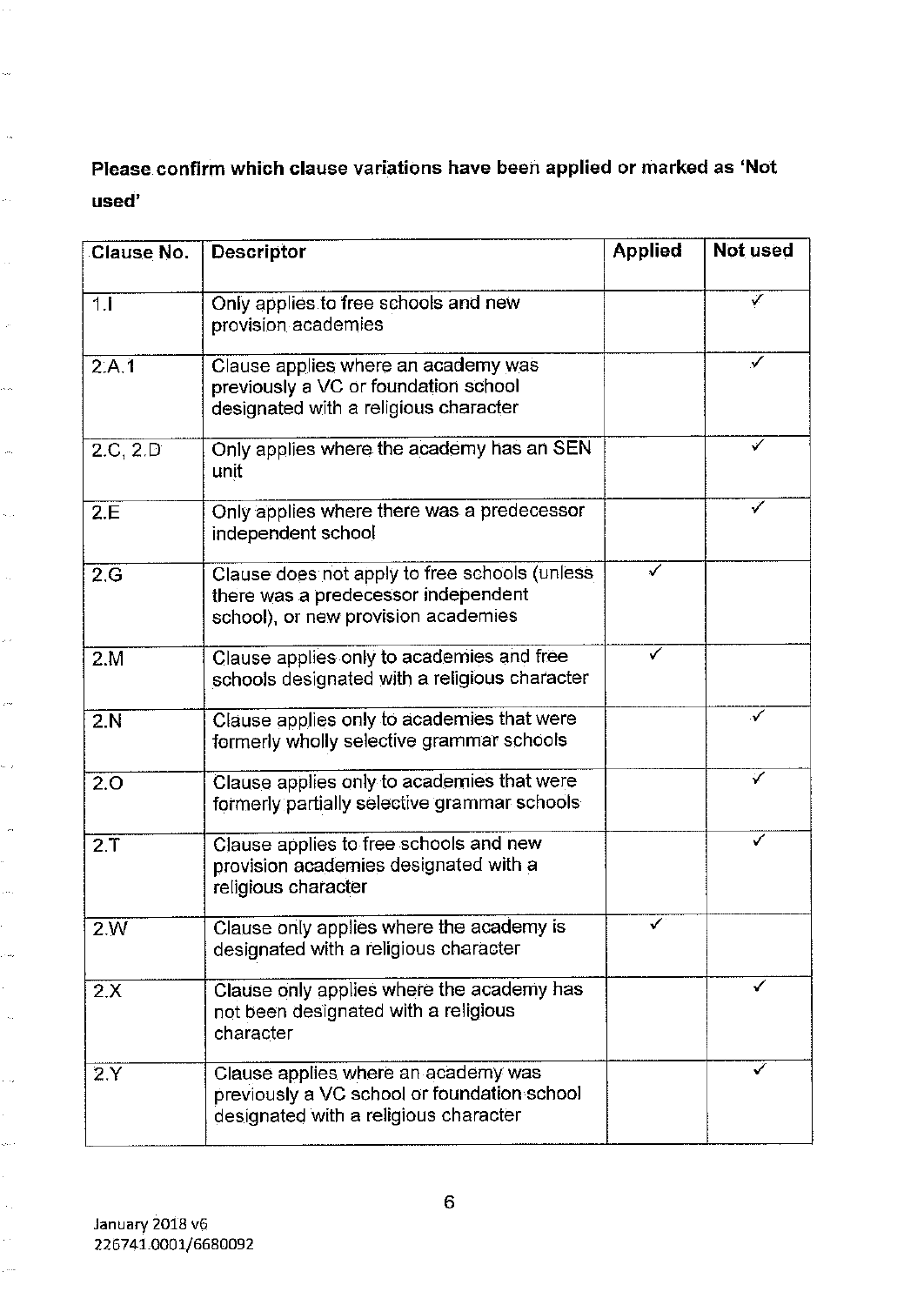**Please confirm which clause variations have been applied or marked as 'Not used'**

| Clause No. | Descriptor | Applied | Not used |
|---|---|---|---|
| 1.I | Only applies to free schools and new provision academies | | ✓ |
| 2.A.1 | Clause applies where an academy was previously a VC or foundation school designated with a religious character | | ✓ |
| 2.C, 2.D | Only applies where the academy has an SEN unit | | ✓ |
| 2.E | Only applies where there was a predecessor independent school | | ✓ |
| 2.G | Clause does not apply to free schools (unless there was a predecessor independent school), or new provision academies | ✓ | |
| 2.M | Clause applies only to academies and free schools designated with a religious character | ✓ | |
| 2.N | Clause applies only to academies that were formerly wholly selective grammar schools | | ✓ |
| 2.O | Clause applies only to academies that were formerly partially selective grammar schools | | ✓ |
| 2.T | Clause applies to free schools and new provision academies designated with a religious character | | ✓ |
| 2.W | Clause only applies where the academy is designated with a religious character | ✓ | |
| 2.X | Clause only applies where the academy has not been designated with a religious character | | ✓ |
| 2.Y | Clause applies where an academy was previously a VC school or foundation school designated with a religious character | | ✓ |

January 2018 v6
226741.0001/6680092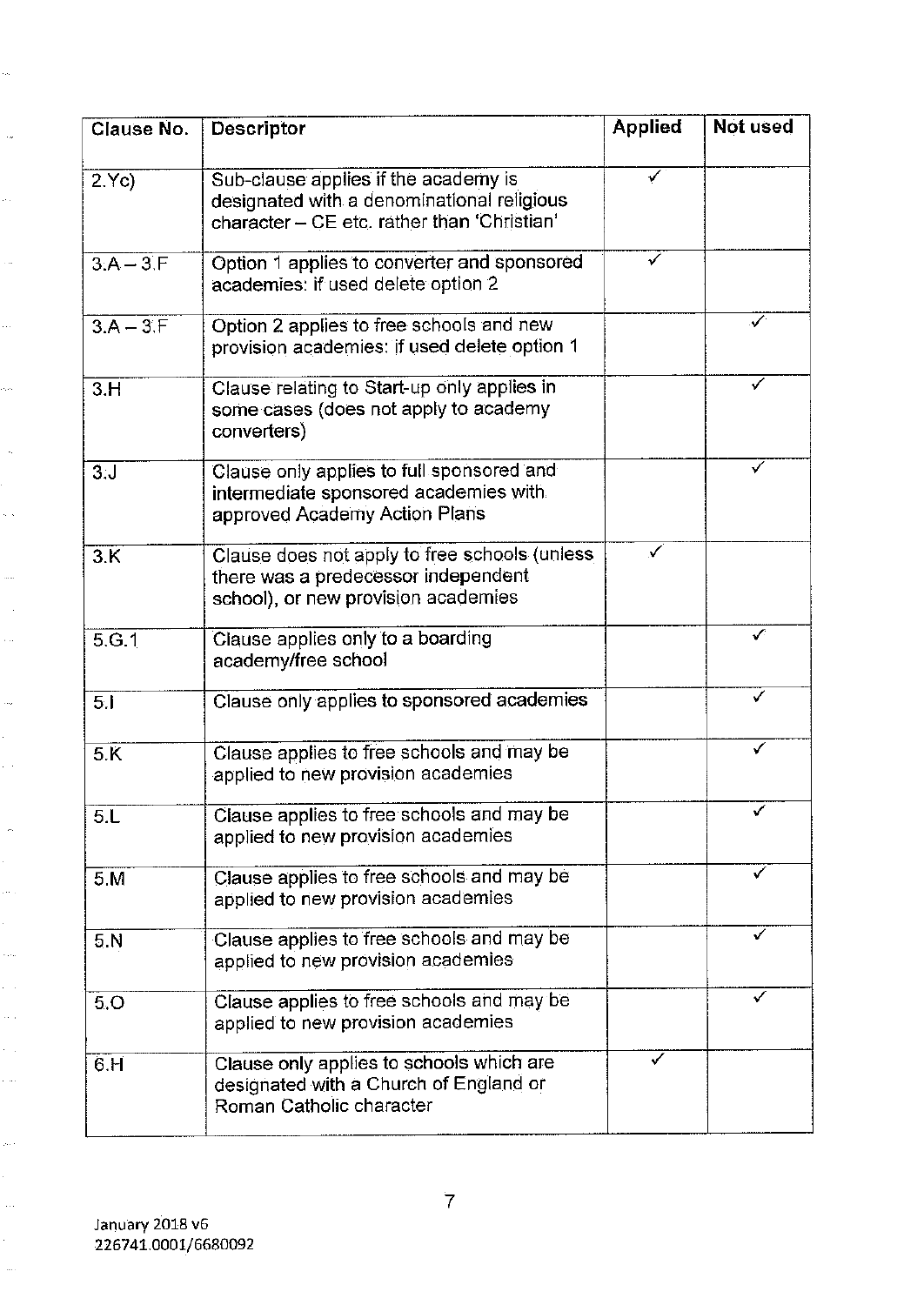| Clause No. | Descriptor | Applied | Not used |
|---|---|---|---|
| 2.Yc) | Sub-clause applies if the academy is designated with a denominational religious character – CE etc. rather than 'Christian' | ✓ | |
| 3.A – 3.F | Option 1 applies to converter and sponsored academies: if used delete option 2 | ✓ | |
| 3.A – 3.F | Option 2 applies to free schools and new provision academies: if used delete option 1 | | ✓ |
| 3.H | Clause relating to Start-up only applies in some cases (does not apply to academy converters) | | ✓ |
| 3.J | Clause only applies to full sponsored and intermediate sponsored academies with approved Academy Action Plans | | ✓ |
| 3.K | Clause does not apply to free schools (unless there was a predecessor independent school), or new provision academies | ✓ | |
| 5.G.1 | Clause applies only to a boarding academy/free school | | ✓ |
| 5.I | Clause only applies to sponsored academies | | ✓ |
| 5.K | Clause applies to free schools and may be applied to new provision academies | | ✓ |
| 5.L | Clause applies to free schools and may be applied to new provision academies | | ✓ |
| 5.M | Clause applies to free schools and may be applied to new provision academies | | ✓ |
| 5.N | Clause applies to free schools and may be applied to new provision academies | | ✓ |
| 5.O | Clause applies to free schools and may be applied to new provision academies | | ✓ |
| 6.H | Clause only applies to schools which are designated with a Church of England or Roman Catholic character | ✓ | |

January 2018 v6
226741.0001/6680092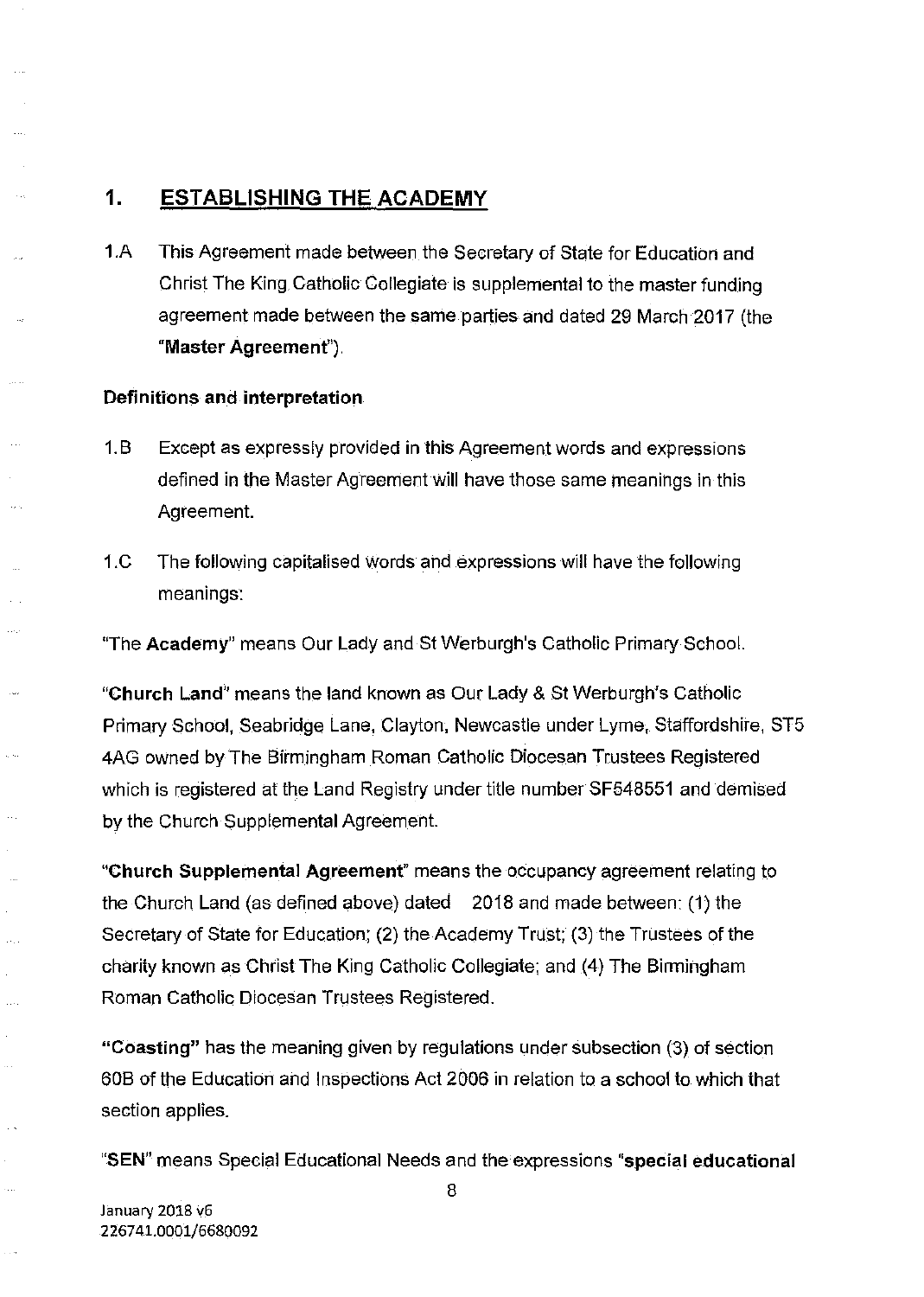## 1. ESTABLISHING THE ACADEMY

1.A This Agreement made between the Secretary of State for Education and Christ The King Catholic Collegiate is supplemental to the master funding agreement made between the same parties and dated 29 March 2017 (the "**Master Agreement**").

**Definitions and interpretation**

1.B Except as expressly provided in this Agreement words and expressions defined in the Master Agreement will have those same meanings in this Agreement.

1.C The following capitalised words and expressions will have the following meanings:

"The **Academy**" means Our Lady and St Werburgh's Catholic Primary School.

"**Church Land**" means the land known as Our Lady & St Werburgh's Catholic Primary School, Seabridge Lane, Clayton, Newcastle under Lyme, Staffordshire, ST5 4AG owned by The Birmingham Roman Catholic Diocesan Trustees Registered which is registered at the Land Registry under title number SF548551 and demised by the Church Supplemental Agreement.

"**Church Supplemental Agreement**" means the occupancy agreement relating to the Church Land (as defined above) dated 2018 and made between: (1) the Secretary of State for Education; (2) the Academy Trust; (3) the Trustees of the charity known as Christ The King Catholic Collegiate; and (4) The Birmingham Roman Catholic Diocesan Trustees Registered.

"**Coasting**" has the meaning given by regulations under subsection (3) of section 60B of the Education and Inspections Act 2006 in relation to a school to which that section applies.

"**SEN**" means Special Educational Needs and the expressions "**special educational**

January 2018 v6
226741.0001/6680092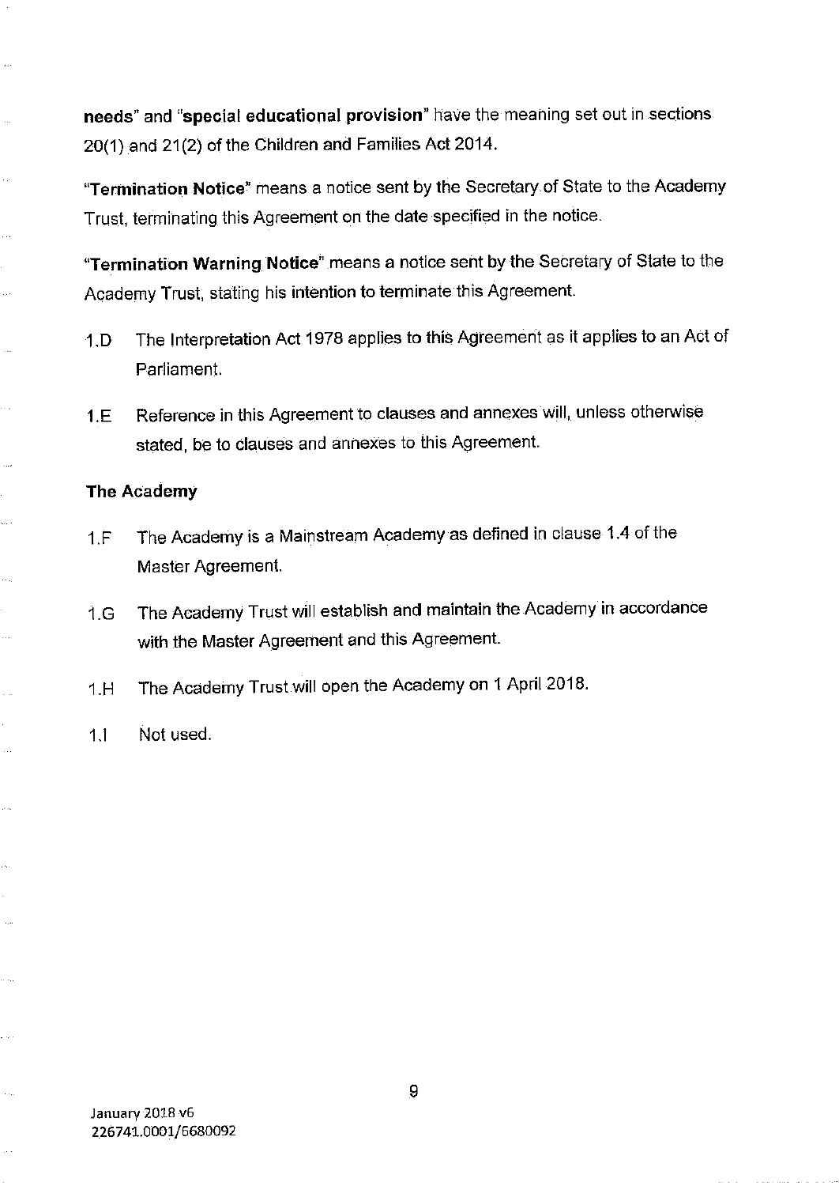**needs**" and "**special educational provision**" have the meaning set out in sections 20(1) and 21(2) of the Children and Families Act 2014.

"**Termination Notice**" means a notice sent by the Secretary of State to the Academy Trust, terminating this Agreement on the date specified in the notice.

"**Termination Warning Notice**" means a notice sent by the Secretary of State to the Academy Trust, stating his intention to terminate this Agreement.

1.D The Interpretation Act 1978 applies to this Agreement as it applies to an Act of Parliament.

1.E Reference in this Agreement to clauses and annexes will, unless otherwise stated, be to clauses and annexes to this Agreement.

**The Academy**

1.F The Academy is a Mainstream Academy as defined in clause 1.4 of the Master Agreement.

1.G The Academy Trust will establish and maintain the Academy in accordance with the Master Agreement and this Agreement.

1.H The Academy Trust will open the Academy on 1 April 2018.

1.I Not used.

January 2018 v6
226741.0001/6680092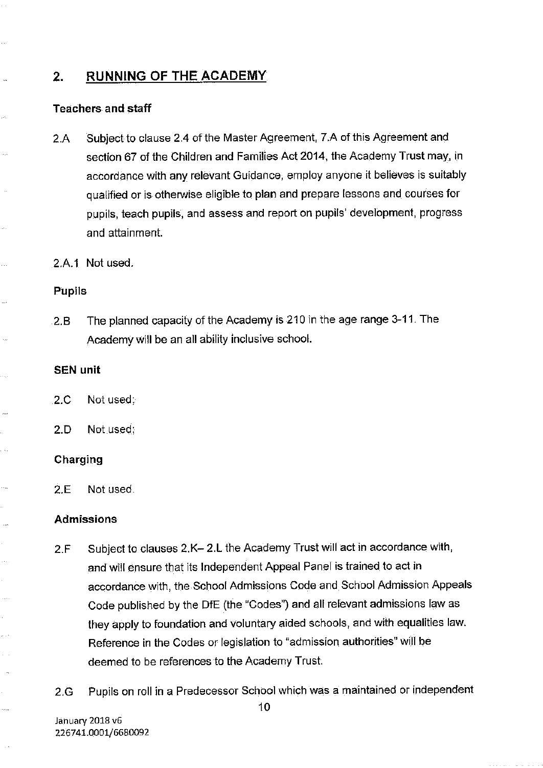## 2. RUNNING OF THE ACADEMY

**Teachers and staff**

2.A Subject to clause 2.4 of the Master Agreement, 7.A of this Agreement and section 67 of the Children and Families Act 2014, the Academy Trust may, in accordance with any relevant Guidance, employ anyone it believes is suitably qualified or is otherwise eligible to plan and prepare lessons and courses for pupils, teach pupils, and assess and report on pupils' development, progress and attainment.

2.A.1 Not used.

**Pupils**

2.B The planned capacity of the Academy is 210 in the age range 3-11. The Academy will be an all ability inclusive school.

**SEN unit**

2.C Not used;

2.D Not used;

**Charging**

2.E Not used.

**Admissions**

2.F Subject to clauses 2.K– 2.L the Academy Trust will act in accordance with, and will ensure that its Independent Appeal Panel is trained to act in accordance with, the School Admissions Code and School Admission Appeals Code published by the DfE (the "Codes") and all relevant admissions law as they apply to foundation and voluntary aided schools, and with equalities law. Reference in the Codes or legislation to "admission authorities" will be deemed to be references to the Academy Trust.

2.G Pupils on roll in a Predecessor School which was a maintained or independent

January 2018 v6
226741.0001/6680092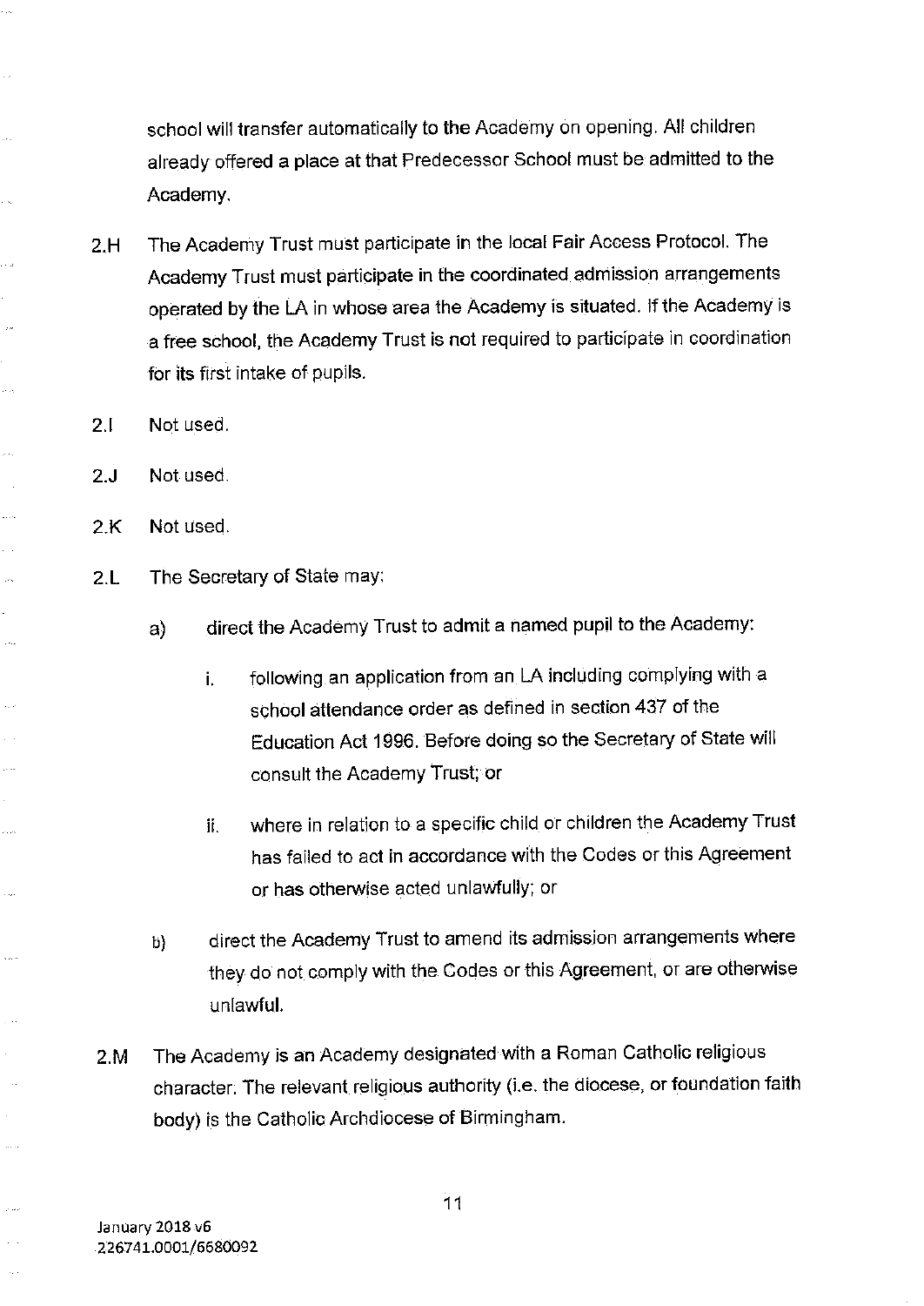school will transfer automatically to the Academy on opening. All children already offered a place at that Predecessor School must be admitted to the Academy.

2.H The Academy Trust must participate in the local Fair Access Protocol. The Academy Trust must participate in the coordinated admission arrangements operated by the LA in whose area the Academy is situated. If the Academy is a free school, the Academy Trust is not required to participate in coordination for its first intake of pupils.

2.I Not used.

2.J Not used.

2.K Not used.

2.L The Secretary of State may:

a) direct the Academy Trust to admit a named pupil to the Academy:

   i. following an application from an LA including complying with a school attendance order as defined in section 437 of the Education Act 1996. Before doing so the Secretary of State will consult the Academy Trust; or

   ii. where in relation to a specific child or children the Academy Trust has failed to act in accordance with the Codes or this Agreement or has otherwise acted unlawfully; or

b) direct the Academy Trust to amend its admission arrangements where they do not comply with the Codes or this Agreement, or are otherwise unlawful.

2.M The Academy is an Academy designated with a Roman Catholic religious character. The relevant religious authority (i.e. the diocese, or foundation faith body) is the Catholic Archdiocese of Birmingham.

January 2018 v6
226741.0001/6680092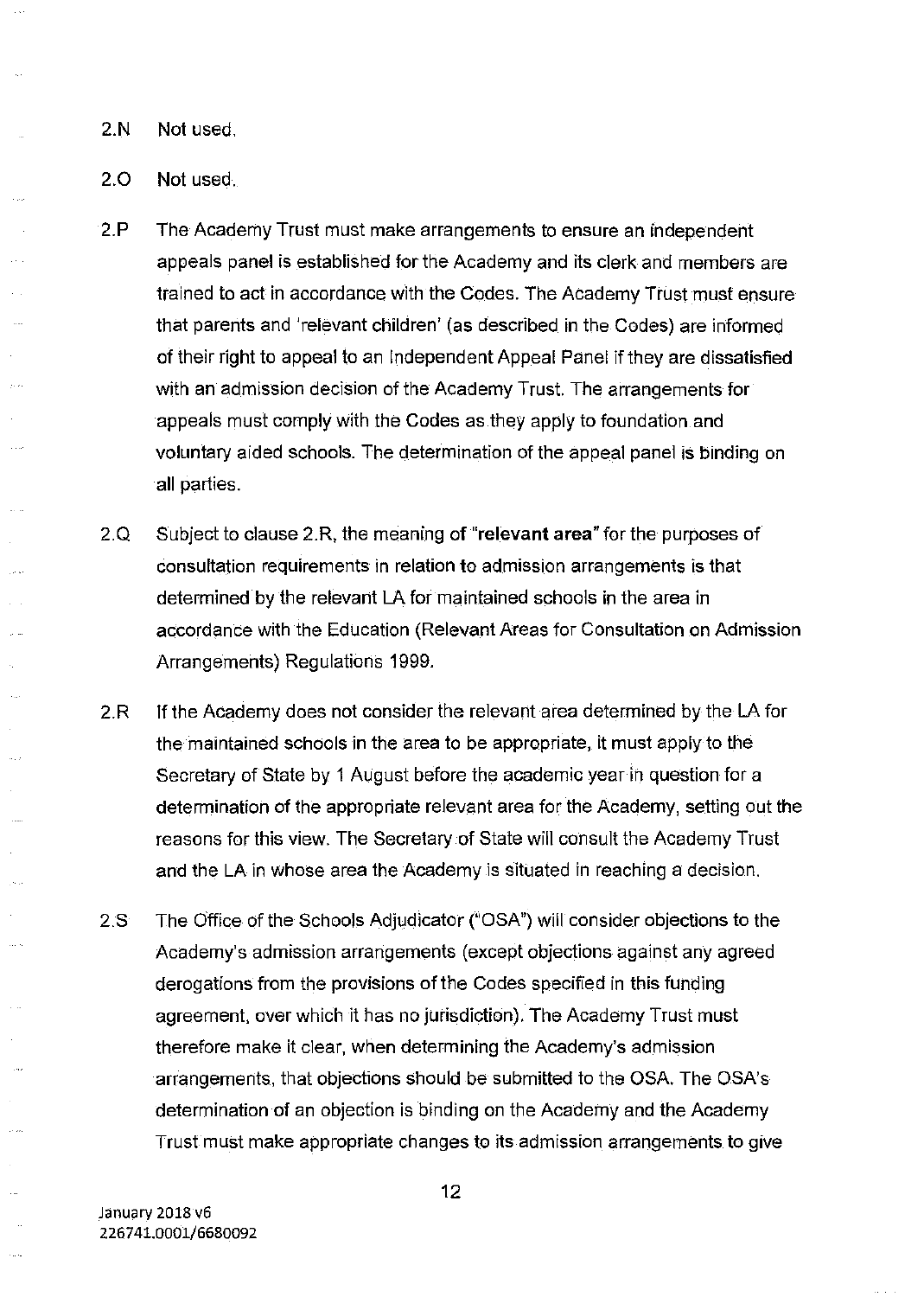2.N Not used.

2.O Not used.

2.P The Academy Trust must make arrangements to ensure an independent appeals panel is established for the Academy and its clerk and members are trained to act in accordance with the Codes. The Academy Trust must ensure that parents and 'relevant children' (as described in the Codes) are informed of their right to appeal to an Independent Appeal Panel if they are dissatisfied with an admission decision of the Academy Trust. The arrangements for appeals must comply with the Codes as they apply to foundation and voluntary aided schools. The determination of the appeal panel is binding on all parties.

2.Q Subject to clause 2.R, the meaning of "**relevant area**" for the purposes of consultation requirements in relation to admission arrangements is that determined by the relevant LA for maintained schools in the area in accordance with the Education (Relevant Areas for Consultation on Admission Arrangements) Regulations 1999.

2.R If the Academy does not consider the relevant area determined by the LA for the maintained schools in the area to be appropriate, it must apply to the Secretary of State by 1 August before the academic year in question for a determination of the appropriate relevant area for the Academy, setting out the reasons for this view. The Secretary of State will consult the Academy Trust and the LA in whose area the Academy is situated in reaching a decision.

2.S The Office of the Schools Adjudicator ("OSA") will consider objections to the Academy's admission arrangements (except objections against any agreed derogations from the provisions of the Codes specified in this funding agreement, over which it has no jurisdiction). The Academy Trust must therefore make it clear, when determining the Academy's admission arrangements, that objections should be submitted to the OSA. The OSA's determination of an objection is binding on the Academy and the Academy Trust must make appropriate changes to its admission arrangements to give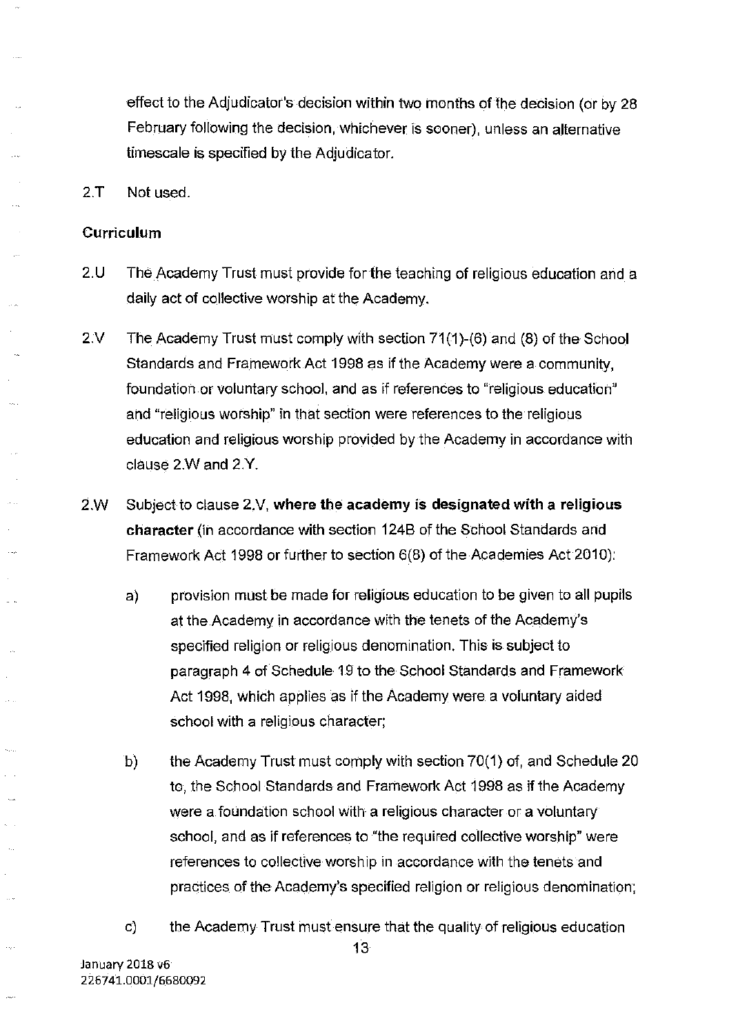effect to the Adjudicator's decision within two months of the decision (or by 28 February following the decision, whichever is sooner), unless an alternative timescale is specified by the Adjudicator.

2.T Not used.

**Curriculum**

2.U The Academy Trust must provide for the teaching of religious education and a daily act of collective worship at the Academy.

2.V The Academy Trust must comply with section 71(1)-(6) and (8) of the School Standards and Framework Act 1998 as if the Academy were a community, foundation or voluntary school, and as if references to "religious education" and "religious worship" in that section were references to the religious education and religious worship provided by the Academy in accordance with clause 2.W and 2.Y.

2.W Subject to clause 2.V, **where the academy is designated with a religious character** (in accordance with section 124B of the School Standards and Framework Act 1998 or further to section 6(8) of the Academies Act 2010):

a) provision must be made for religious education to be given to all pupils at the Academy in accordance with the tenets of the Academy's specified religion or religious denomination. This is subject to paragraph 4 of Schedule 19 to the School Standards and Framework Act 1998, which applies as if the Academy were a voluntary aided school with a religious character;

b) the Academy Trust must comply with section 70(1) of, and Schedule 20 to, the School Standards and Framework Act 1998 as if the Academy were a foundation school with a religious character or a voluntary school, and as if references to "the required collective worship" were references to collective worship in accordance with the tenets and practices of the Academy's specified religion or religious denomination;

c) the Academy Trust must ensure that the quality of religious education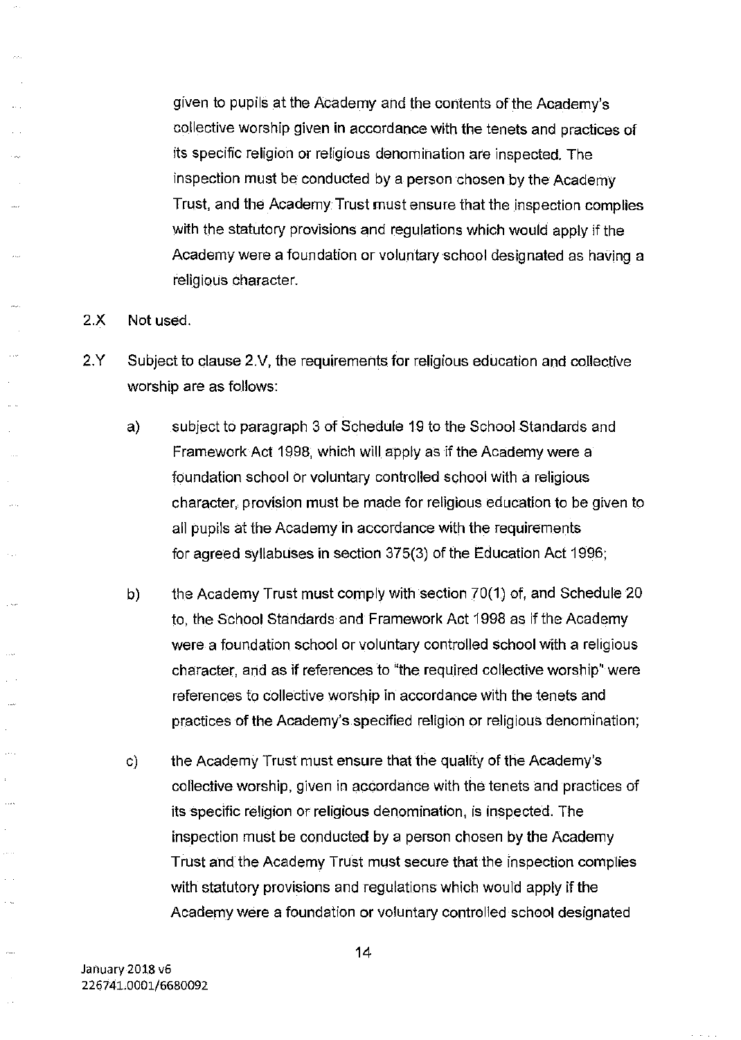given to pupils at the Academy and the contents of the Academy's collective worship given in accordance with the tenets and practices of its specific religion or religious denomination are inspected. The inspection must be conducted by a person chosen by the Academy Trust, and the Academy Trust must ensure that the inspection complies with the statutory provisions and regulations which would apply if the Academy were a foundation or voluntary school designated as having a religious character.

2.X Not used.

2.Y Subject to clause 2.V, the requirements for religious education and collective worship are as follows:

a) subject to paragraph 3 of Schedule 19 to the School Standards and Framework Act 1998, which will apply as if the Academy were a foundation school or voluntary controlled school with a religious character, provision must be made for religious education to be given to all pupils at the Academy in accordance with the requirements for agreed syllabuses in section 375(3) of the Education Act 1996;

b) the Academy Trust must comply with section 70(1) of, and Schedule 20 to, the School Standards and Framework Act 1998 as if the Academy were a foundation school or voluntary controlled school with a religious character, and as if references to "the required collective worship" were references to collective worship in accordance with the tenets and practices of the Academy's specified religion or religious denomination;

c) the Academy Trust must ensure that the quality of the Academy's collective worship, given in accordance with the tenets and practices of its specific religion or religious denomination, is inspected. The inspection must be conducted by a person chosen by the Academy Trust and the Academy Trust must secure that the inspection complies with statutory provisions and regulations which would apply if the Academy were a foundation or voluntary controlled school designated

January 2018 v6
226741.0001/6680092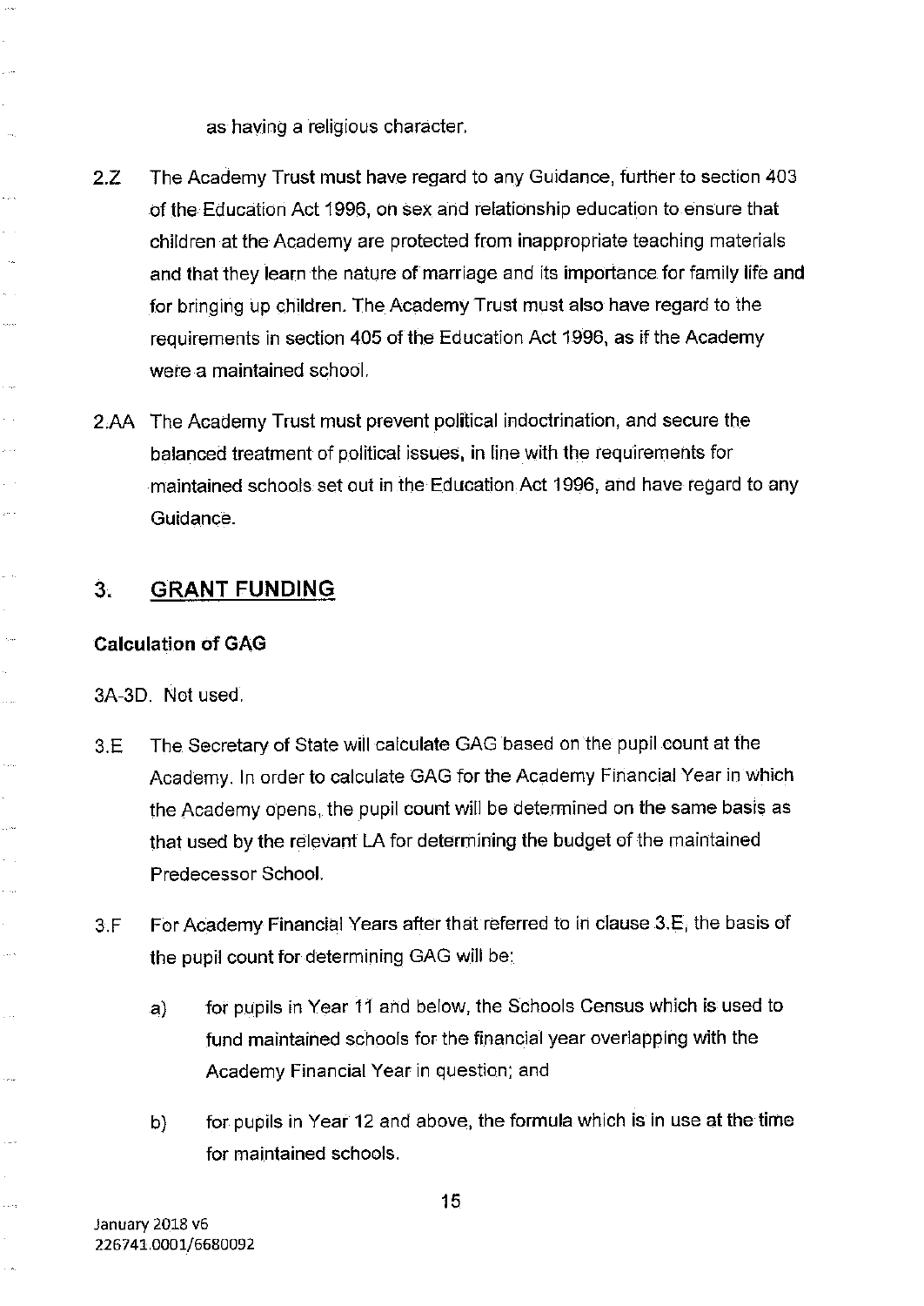as having a religious character.

2.Z The Academy Trust must have regard to any Guidance, further to section 403 of the Education Act 1996, on sex and relationship education to ensure that children at the Academy are protected from inappropriate teaching materials and that they learn the nature of marriage and its importance for family life and for bringing up children. The Academy Trust must also have regard to the requirements in section 405 of the Education Act 1996, as if the Academy were a maintained school.

2.AA The Academy Trust must prevent political indoctrination, and secure the balanced treatment of political issues, in line with the requirements for maintained schools set out in the Education Act 1996, and have regard to any Guidance.

## 3. GRANT FUNDING

### Calculation of GAG

3A-3D. Not used.

3.E The Secretary of State will calculate GAG based on the pupil count at the Academy. In order to calculate GAG for the Academy Financial Year in which the Academy opens, the pupil count will be determined on the same basis as that used by the relevant LA for determining the budget of the maintained Predecessor School.

3.F For Academy Financial Years after that referred to in clause 3.E, the basis of the pupil count for determining GAG will be:

a) for pupils in Year 11 and below, the Schools Census which is used to fund maintained schools for the financial year overlapping with the Academy Financial Year in question; and

b) for pupils in Year 12 and above, the formula which is in use at the time for maintained schools.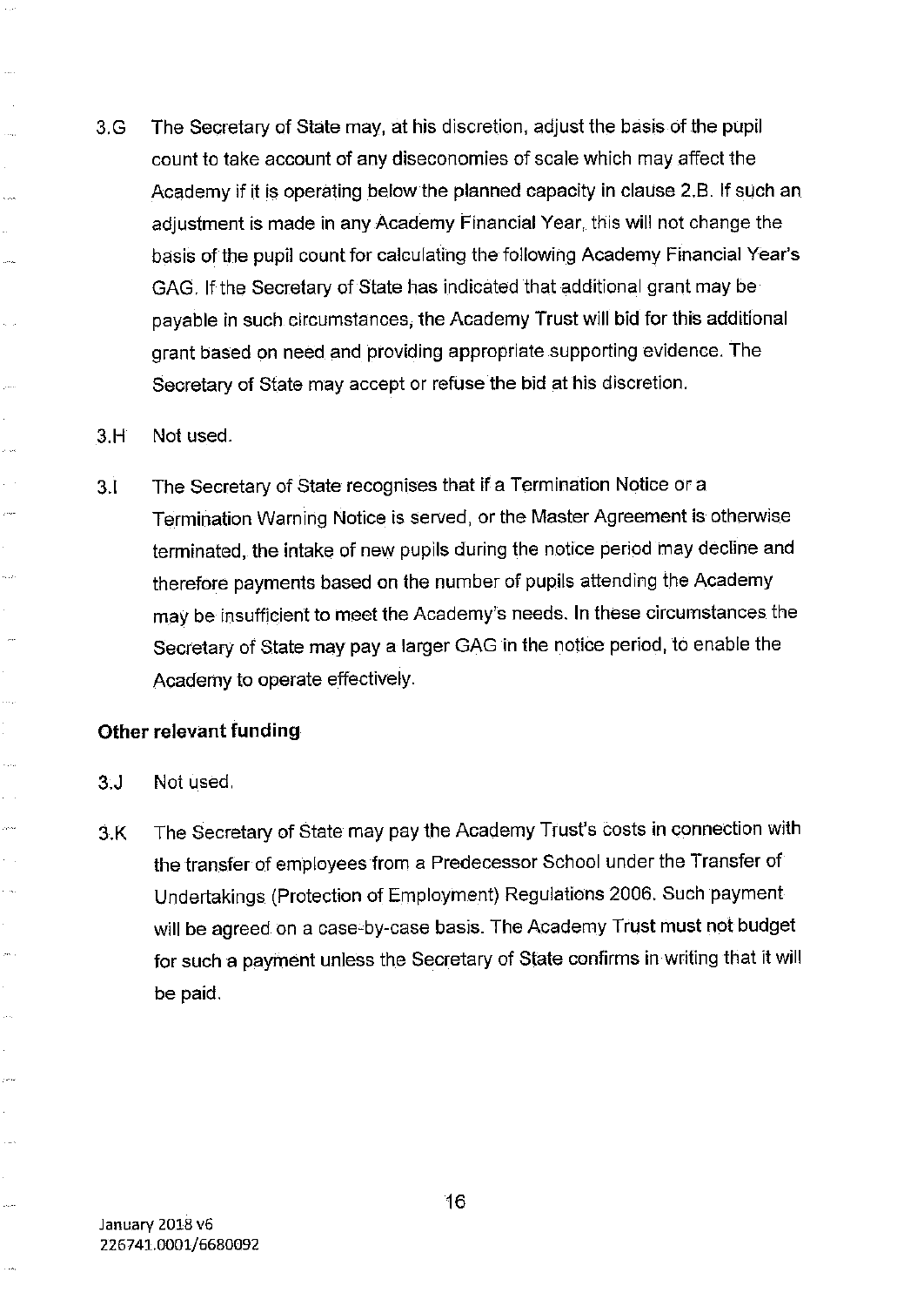3.G The Secretary of State may, at his discretion, adjust the basis of the pupil count to take account of any diseconomies of scale which may affect the Academy if it is operating below the planned capacity in clause 2.B. If such an adjustment is made in any Academy Financial Year, this will not change the basis of the pupil count for calculating the following Academy Financial Year's GAG. If the Secretary of State has indicated that additional grant may be payable in such circumstances, the Academy Trust will bid for this additional grant based on need and providing appropriate supporting evidence. The Secretary of State may accept or refuse the bid at his discretion.

3.H Not used.

3.I The Secretary of State recognises that if a Termination Notice or a Termination Warning Notice is served, or the Master Agreement is otherwise terminated, the intake of new pupils during the notice period may decline and therefore payments based on the number of pupils attending the Academy may be insufficient to meet the Academy's needs. In these circumstances the Secretary of State may pay a larger GAG in the notice period, to enable the Academy to operate effectively.

**Other relevant funding**

3.J Not used.

3.K The Secretary of State may pay the Academy Trust's costs in connection with the transfer of employees from a Predecessor School under the Transfer of Undertakings (Protection of Employment) Regulations 2006. Such payment will be agreed on a case-by-case basis. The Academy Trust must not budget for such a payment unless the Secretary of State confirms in writing that it will be paid.

January 2018 v6
226741.0001/6680092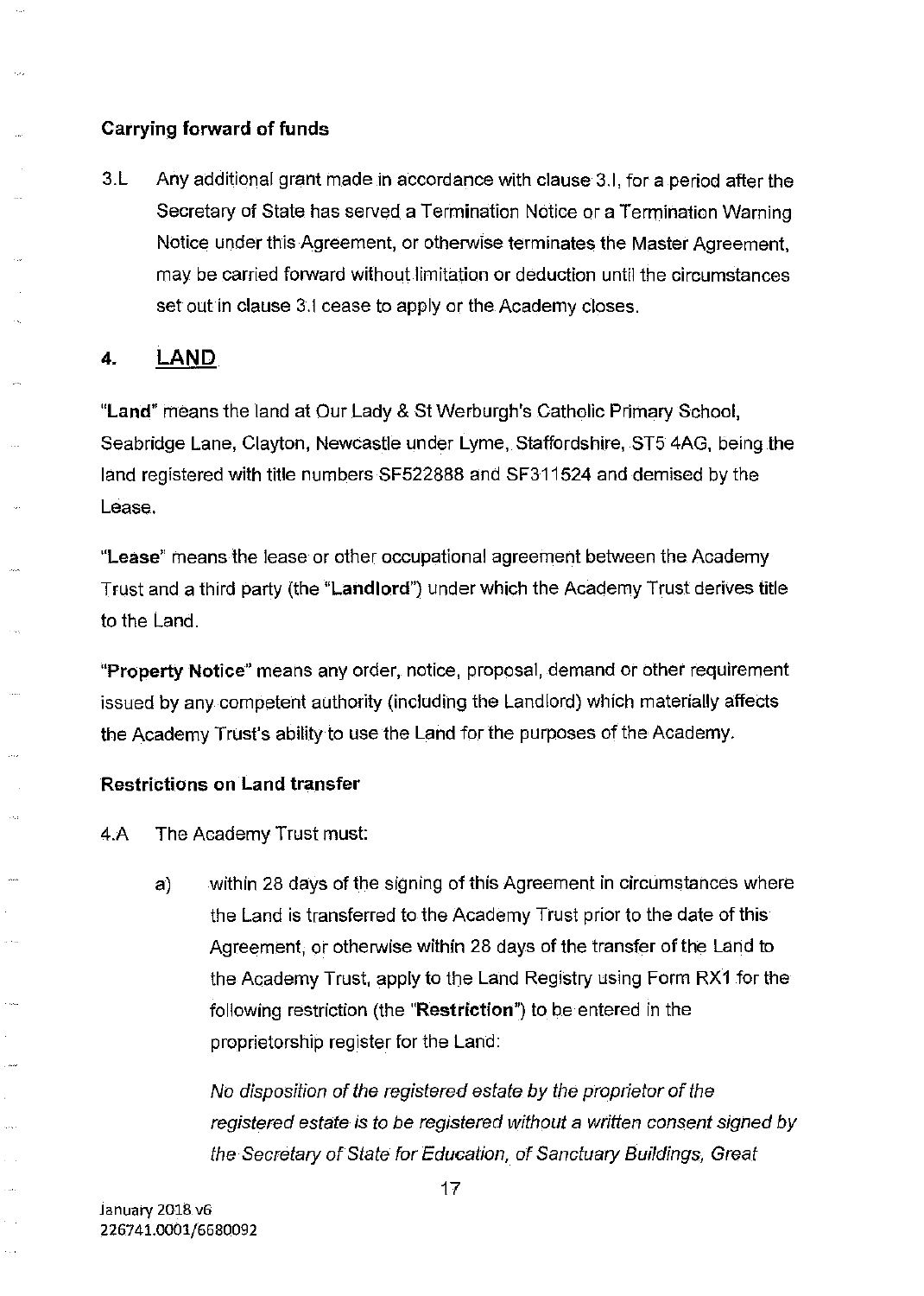**Carrying forward of funds**

3.L Any additional grant made in accordance with clause 3.I, for a period after the Secretary of State has served a Termination Notice or a Termination Warning Notice under this Agreement, or otherwise terminates the Master Agreement, may be carried forward without limitation or deduction until the circumstances set out in clause 3.I cease to apply or the Academy closes.

## 4. LAND

"**Land**" means the land at Our Lady & St Werburgh's Catholic Primary School, Seabridge Lane, Clayton, Newcastle under Lyme, Staffordshire, ST5 4AG, being the land registered with title numbers SF522888 and SF311524 and demised by the Lease.

"**Lease**" means the lease or other occupational agreement between the Academy Trust and a third party (the "**Landlord**") under which the Academy Trust derives title to the Land.

"**Property Notice**" means any order, notice, proposal, demand or other requirement issued by any competent authority (including the Landlord) which materially affects the Academy Trust's ability to use the Land for the purposes of the Academy.

**Restrictions on Land transfer**

4.A The Academy Trust must:

a) within 28 days of the signing of this Agreement in circumstances where the Land is transferred to the Academy Trust prior to the date of this Agreement, or otherwise within 28 days of the transfer of the Land to the Academy Trust, apply to the Land Registry using Form RX1 for the following restriction (the "**Restriction**") to be entered in the proprietorship register for the Land:

*No disposition of the registered estate by the proprietor of the registered estate is to be registered without a written consent signed by the Secretary of State for Education, of Sanctuary Buildings, Great*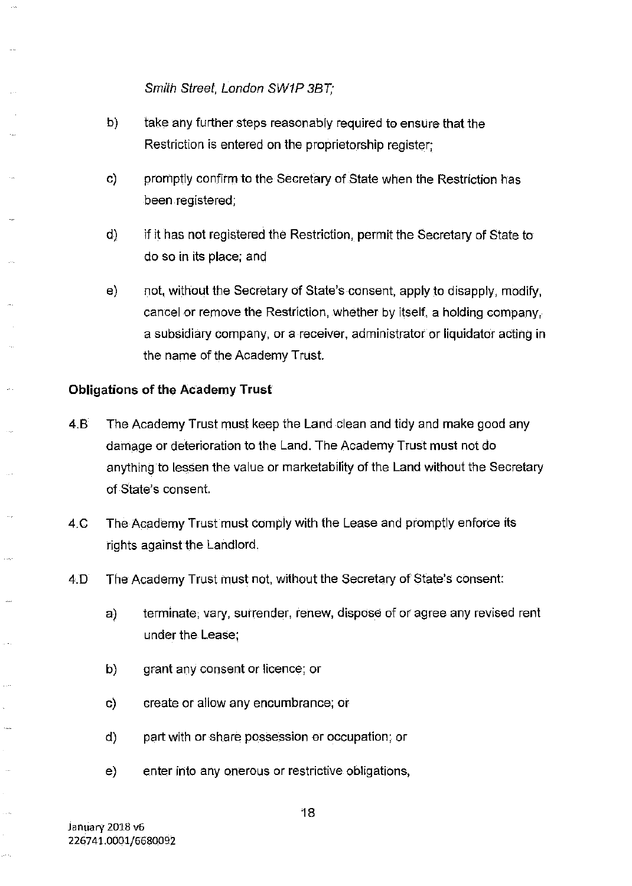Smith Street, London SW1P 3BT;

b) take any further steps reasonably required to ensure that the Restriction is entered on the proprietorship register;

c) promptly confirm to the Secretary of State when the Restriction has been registered;

d) if it has not registered the Restriction, permit the Secretary of State to do so in its place; and

e) not, without the Secretary of State's consent, apply to disapply, modify, cancel or remove the Restriction, whether by itself, a holding company, a subsidiary company, or a receiver, administrator or liquidator acting in the name of the Academy Trust.

**Obligations of the Academy Trust**

4.B The Academy Trust must keep the Land clean and tidy and make good any damage or deterioration to the Land. The Academy Trust must not do anything to lessen the value or marketability of the Land without the Secretary of State's consent.

4.C The Academy Trust must comply with the Lease and promptly enforce its rights against the Landlord.

4.D The Academy Trust must not, without the Secretary of State's consent:

a) terminate, vary, surrender, renew, dispose of or agree any revised rent under the Lease;

b) grant any consent or licence; or

c) create or allow any encumbrance; or

d) part with or share possession or occupation; or

e) enter into any onerous or restrictive obligations,

January 2018 v6
226741.0001/6680092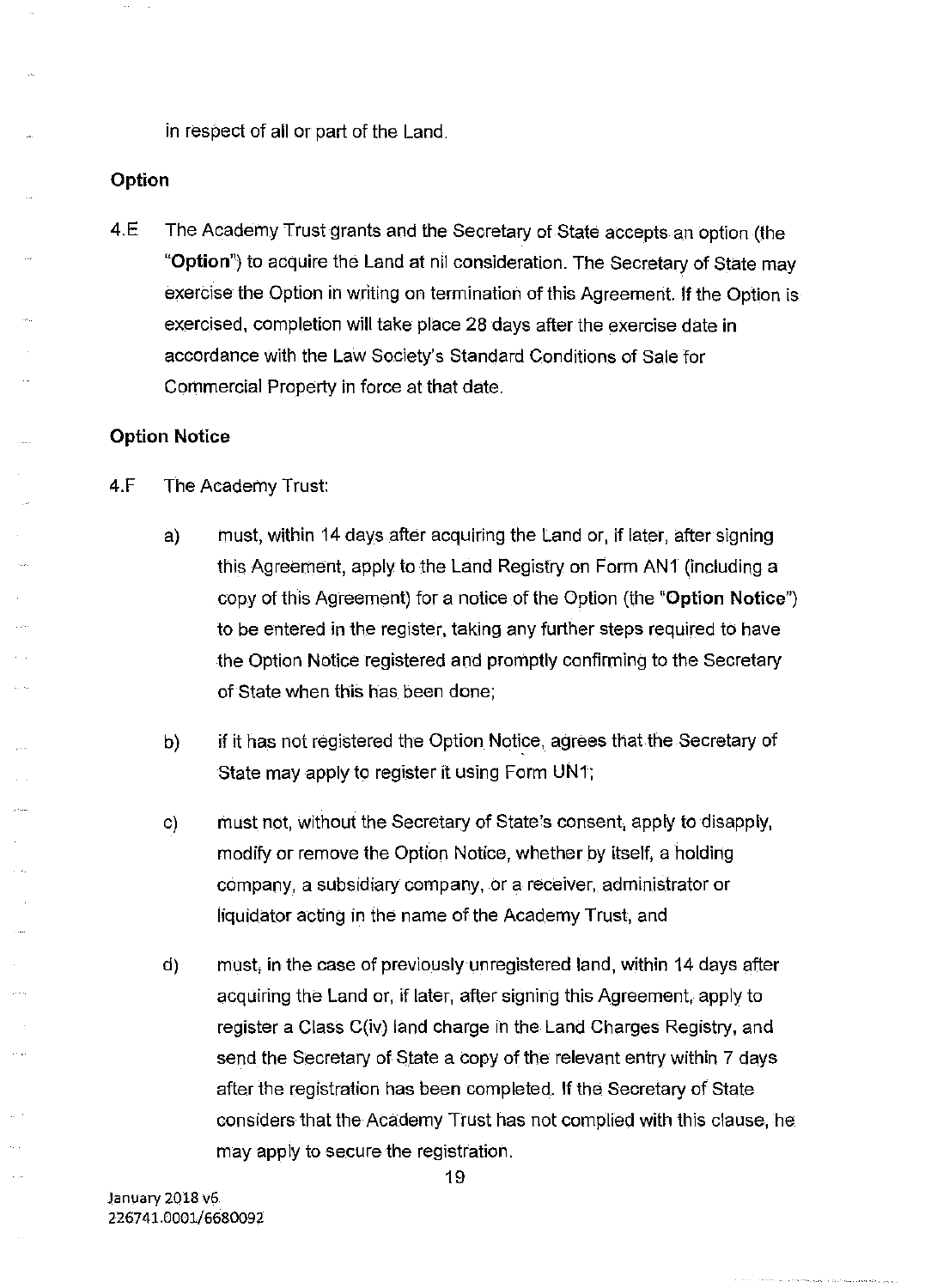in respect of all or part of the Land.

**Option**

4.E The Academy Trust grants and the Secretary of State accepts an option (the "**Option**") to acquire the Land at nil consideration. The Secretary of State may exercise the Option in writing on termination of this Agreement. If the Option is exercised, completion will take place 28 days after the exercise date in accordance with the Law Society's Standard Conditions of Sale for Commercial Property in force at that date.

**Option Notice**

4.F The Academy Trust:

a) must, within 14 days after acquiring the Land or, if later, after signing this Agreement, apply to the Land Registry on Form AN1 (including a copy of this Agreement) for a notice of the Option (the "**Option Notice**") to be entered in the register, taking any further steps required to have the Option Notice registered and promptly confirming to the Secretary of State when this has been done;

b) if it has not registered the Option Notice, agrees that the Secretary of State may apply to register it using Form UN1;

c) must not, without the Secretary of State's consent, apply to disapply, modify or remove the Option Notice, whether by itself, a holding company, a subsidiary company, or a receiver, administrator or liquidator acting in the name of the Academy Trust, and

d) must, in the case of previously unregistered land, within 14 days after acquiring the Land or, if later, after signing this Agreement, apply to register a Class C(iv) land charge in the Land Charges Registry, and send the Secretary of State a copy of the relevant entry within 7 days after the registration has been completed. If the Secretary of State considers that the Academy Trust has not complied with this clause, he may apply to secure the registration.

January 2018 v6
226741.0001/6680092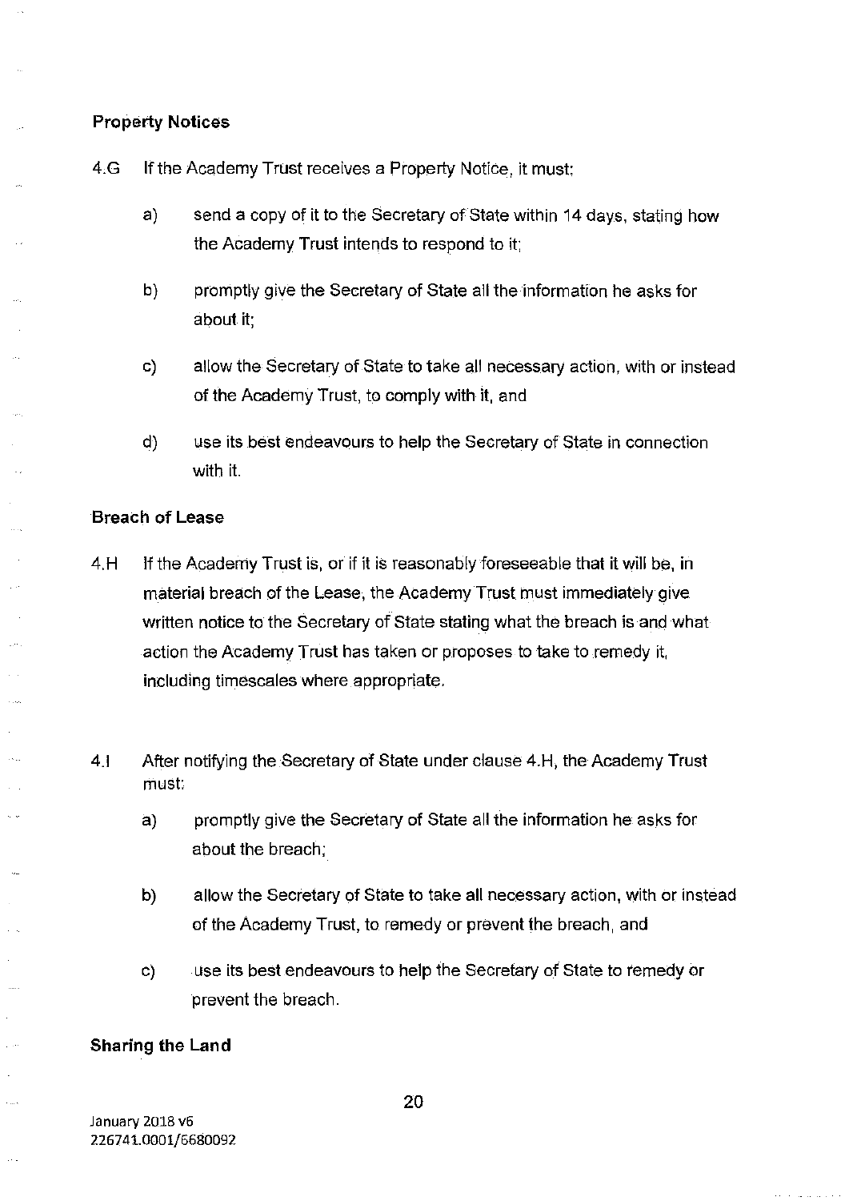**Property Notices**

4.G If the Academy Trust receives a Property Notice, it must:

a) send a copy of it to the Secretary of State within 14 days, stating how the Academy Trust intends to respond to it;

b) promptly give the Secretary of State all the information he asks for about it;

c) allow the Secretary of State to take all necessary action, with or instead of the Academy Trust, to comply with it, and

d) use its best endeavours to help the Secretary of State in connection with it.

**Breach of Lease**

4.H If the Academy Trust is, or if it is reasonably foreseeable that it will be, in material breach of the Lease, the Academy Trust must immediately give written notice to the Secretary of State stating what the breach is and what action the Academy Trust has taken or proposes to take to remedy it, including timescales where appropriate.

4.I After notifying the Secretary of State under clause 4.H, the Academy Trust must:

a) promptly give the Secretary of State all the information he asks for about the breach;

b) allow the Secretary of State to take all necessary action, with or instead of the Academy Trust, to remedy or prevent the breach, and

c) use its best endeavours to help the Secretary of State to remedy or prevent the breach.

**Sharing the Land**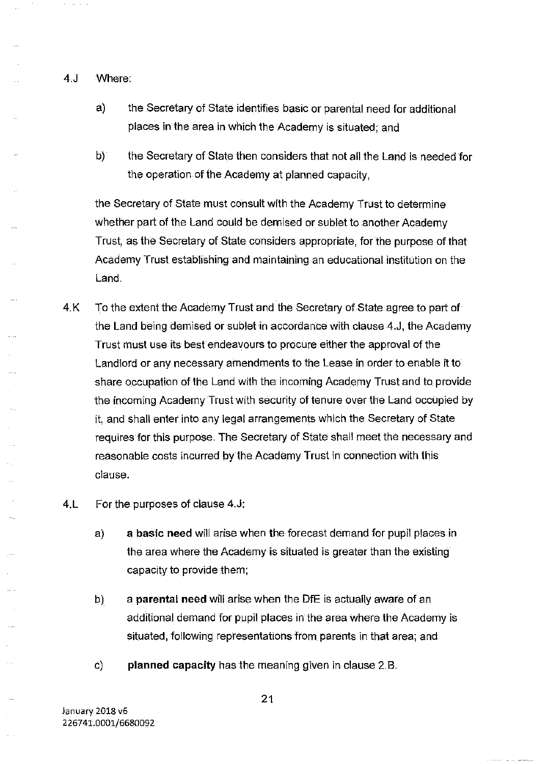4.J Where:

a) the Secretary of State identifies basic or parental need for additional places in the area in which the Academy is situated; and

b) the Secretary of State then considers that not all the Land is needed for the operation of the Academy at planned capacity,

the Secretary of State must consult with the Academy Trust to determine whether part of the Land could be demised or sublet to another Academy Trust, as the Secretary of State considers appropriate, for the purpose of that Academy Trust establishing and maintaining an educational institution on the Land.

4.K To the extent the Academy Trust and the Secretary of State agree to part of the Land being demised or sublet in accordance with clause 4.J, the Academy Trust must use its best endeavours to procure either the approval of the Landlord or any necessary amendments to the Lease in order to enable it to share occupation of the Land with the incoming Academy Trust and to provide the incoming Academy Trust with security of tenure over the Land occupied by it, and shall enter into any legal arrangements which the Secretary of State requires for this purpose. The Secretary of State shall meet the necessary and reasonable costs incurred by the Academy Trust in connection with this clause.

4.L For the purposes of clause 4.J:

a) **a basic need** will arise when the forecast demand for pupil places in the area where the Academy is situated is greater than the existing capacity to provide them;

b) a **parental need** will arise when the DfE is actually aware of an additional demand for pupil places in the area where the Academy is situated, following representations from parents in that area; and

c) **planned capacity** has the meaning given in clause 2.B.

January 2018 v6
226741.0001/6680092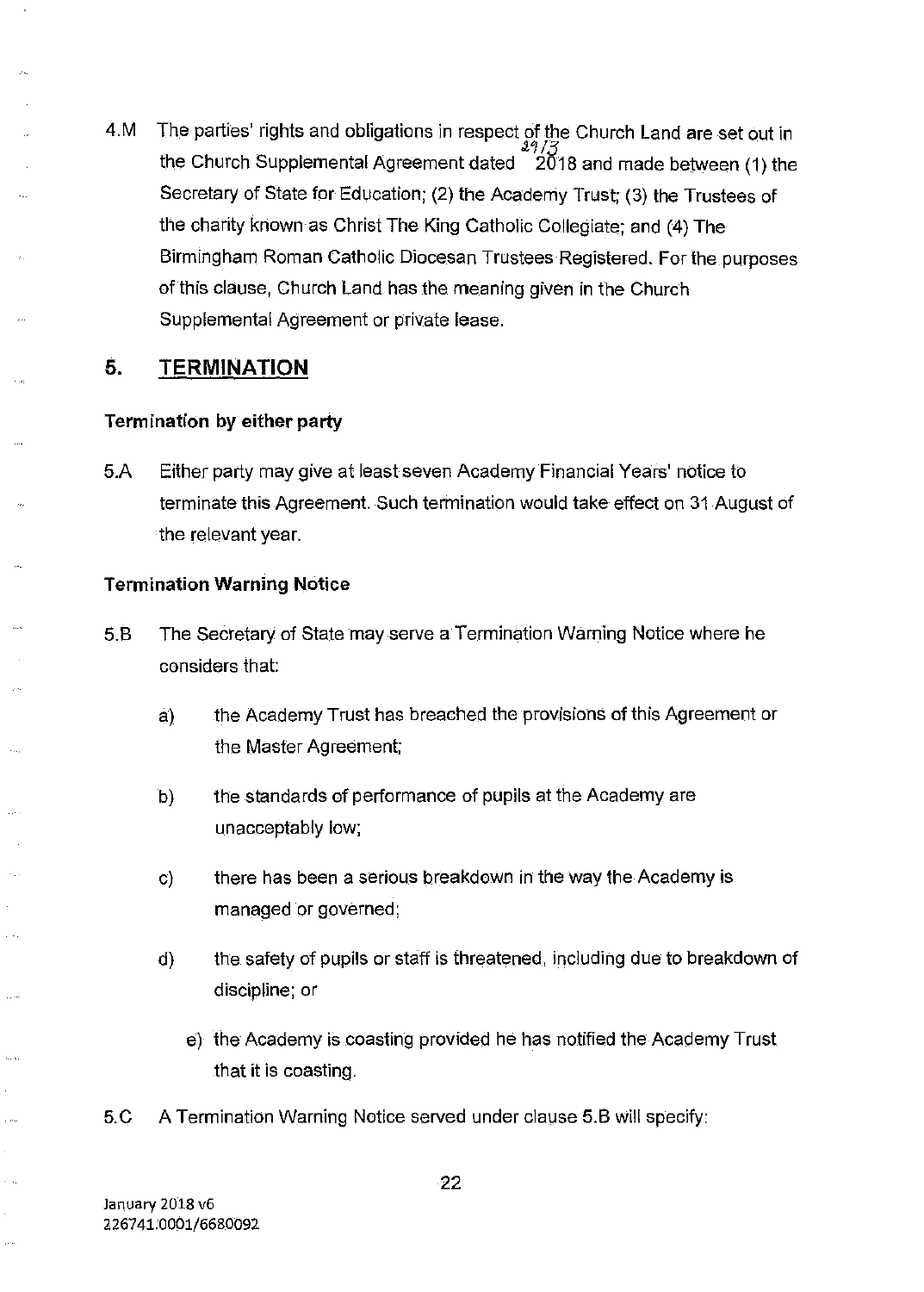4.M The parties' rights and obligations in respect of the Church Land are set out in the Church Supplemental Agreement dated 29/3 2018 and made between (1) the Secretary of State for Education; (2) the Academy Trust; (3) the Trustees of the charity known as Christ The King Catholic Collegiate; and (4) The Birmingham Roman Catholic Diocesan Trustees Registered. For the purposes of this clause, Church Land has the meaning given in the Church Supplemental Agreement or private lease.

## 5. TERMINATION

**Termination by either party**

5.A Either party may give at least seven Academy Financial Years' notice to terminate this Agreement. Such termination would take effect on 31 August of the relevant year.

**Termination Warning Notice**

5.B The Secretary of State may serve a Termination Warning Notice where he considers that:

a) the Academy Trust has breached the provisions of this Agreement or the Master Agreement;

b) the standards of performance of pupils at the Academy are unacceptably low;

c) there has been a serious breakdown in the way the Academy is managed or governed;

d) the safety of pupils or staff is threatened, including due to breakdown of discipline; or

e) the Academy is coasting provided he has notified the Academy Trust that it is coasting.

5.C A Termination Warning Notice served under clause 5.B will specify: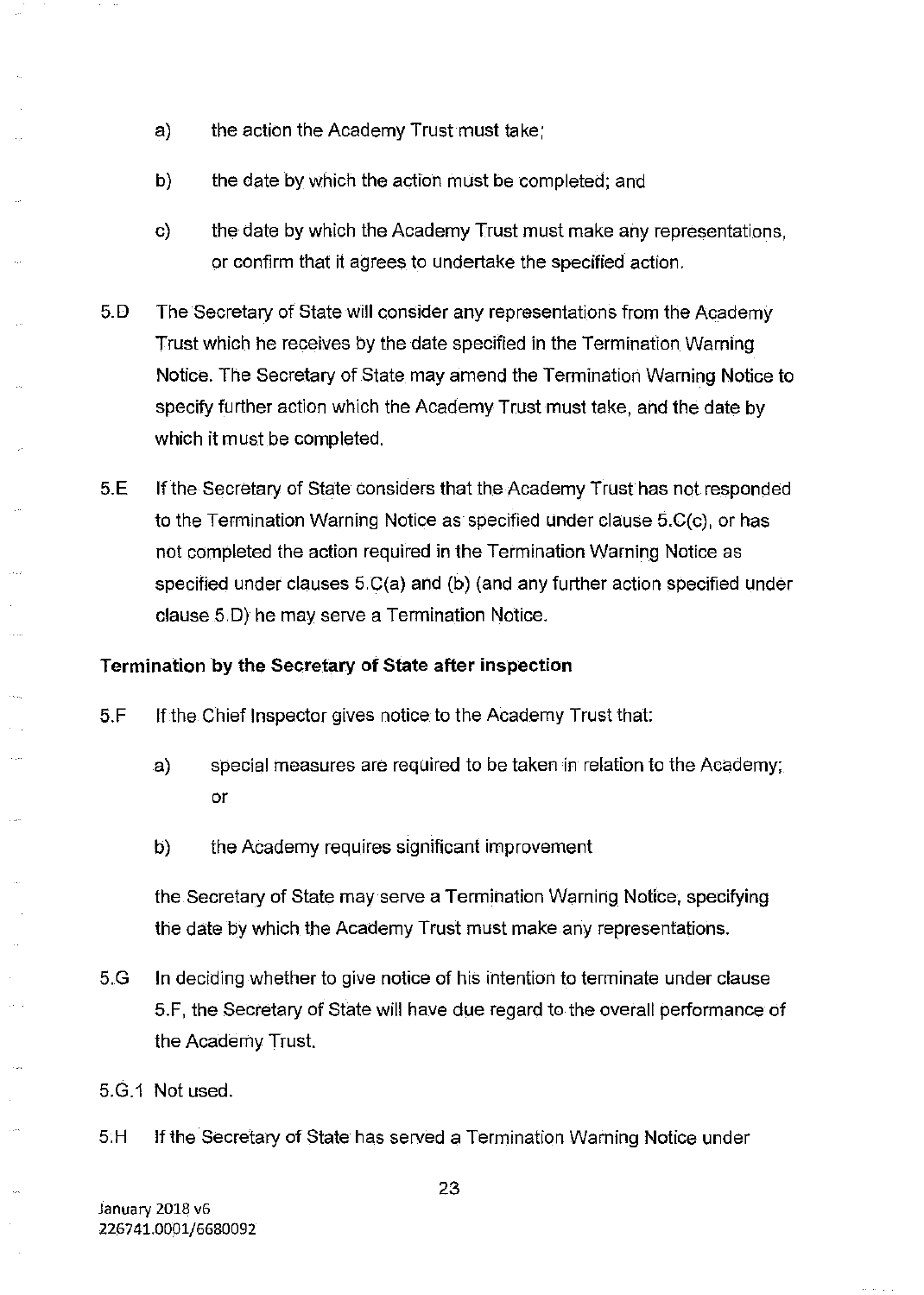a) the action the Academy Trust must take;

b) the date by which the action must be completed; and

c) the date by which the Academy Trust must make any representations, or confirm that it agrees to undertake the specified action.

5.D The Secretary of State will consider any representations from the Academy Trust which he receives by the date specified in the Termination Warning Notice. The Secretary of State may amend the Termination Warning Notice to specify further action which the Academy Trust must take, and the date by which it must be completed.

5.E If the Secretary of State considers that the Academy Trust has not responded to the Termination Warning Notice as specified under clause 5.C(c), or has not completed the action required in the Termination Warning Notice as specified under clauses 5.C(a) and (b) (and any further action specified under clause 5.D) he may serve a Termination Notice.

**Termination by the Secretary of State after inspection**

5.F If the Chief Inspector gives notice to the Academy Trust that:

a) special measures are required to be taken in relation to the Academy; or

b) the Academy requires significant improvement

the Secretary of State may serve a Termination Warning Notice, specifying the date by which the Academy Trust must make any representations.

5.G In deciding whether to give notice of his intention to terminate under clause 5.F, the Secretary of State will have due regard to the overall performance of the Academy Trust.

5.G.1 Not used.

5.H If the Secretary of State has served a Termination Warning Notice under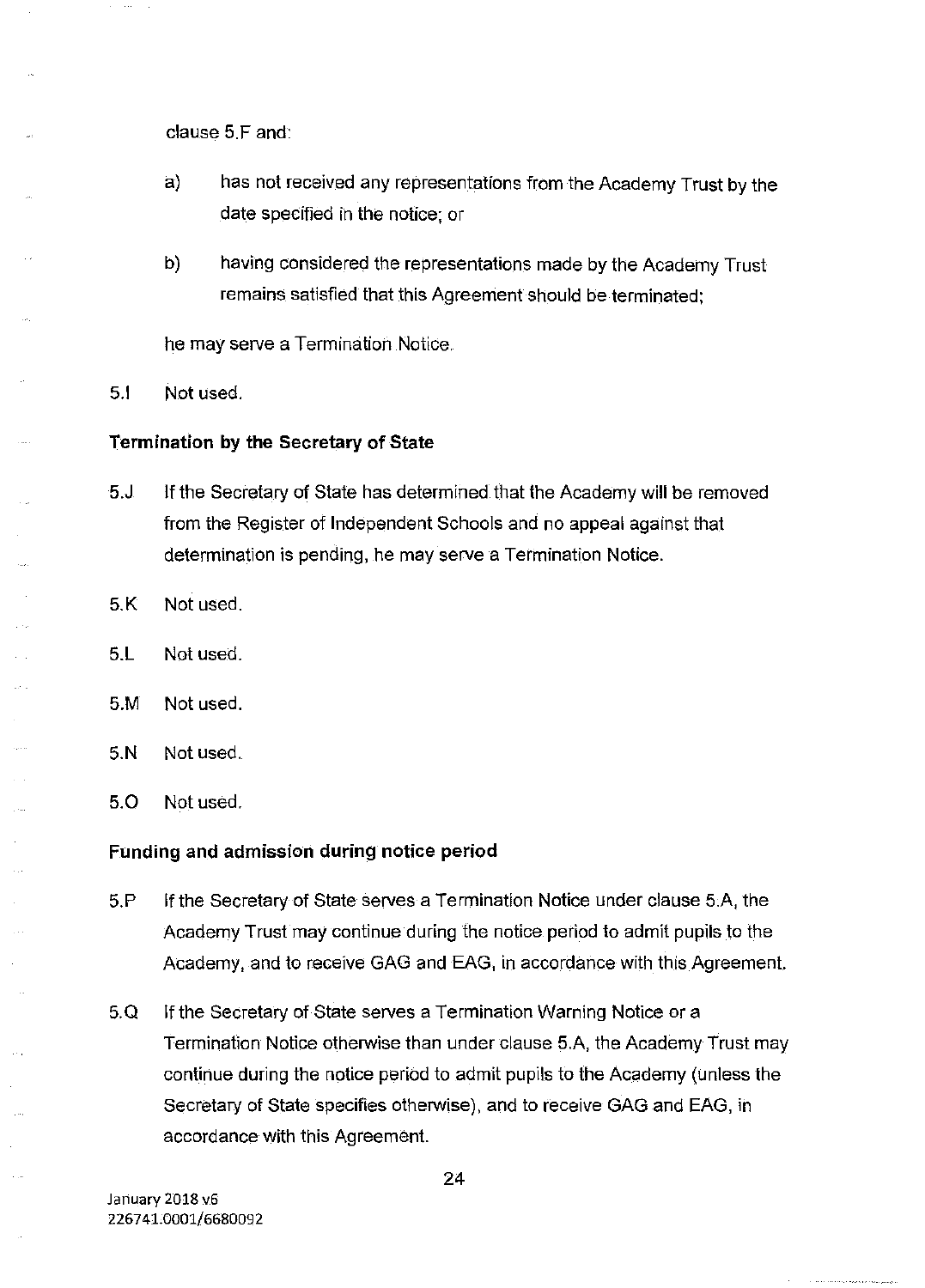clause 5.F and:

a) has not received any representations from the Academy Trust by the date specified in the notice; or

b) having considered the representations made by the Academy Trust remains satisfied that this Agreement should be terminated;

he may serve a Termination Notice.

5.I Not used.

**Termination by the Secretary of State**

5.J If the Secretary of State has determined that the Academy will be removed from the Register of Independent Schools and no appeal against that determination is pending, he may serve a Termination Notice.

5.K Not used.

5.L Not used.

5.M Not used.

5.N Not used.

5.O Not used.

**Funding and admission during notice period**

5.P If the Secretary of State serves a Termination Notice under clause 5.A, the Academy Trust may continue during the notice period to admit pupils to the Academy, and to receive GAG and EAG, in accordance with this Agreement.

5.Q If the Secretary of State serves a Termination Warning Notice or a Termination Notice otherwise than under clause 5.A, the Academy Trust may continue during the notice period to admit pupils to the Academy (unless the Secretary of State specifies otherwise), and to receive GAG and EAG, in accordance with this Agreement.

January 2018 v6
226741.0001/6680092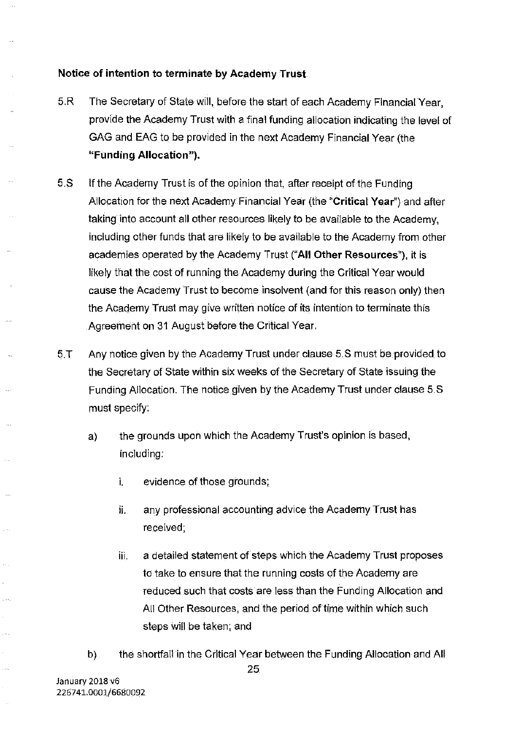**Notice of intention to terminate by Academy Trust**

5.R The Secretary of State will, before the start of each Academy Financial Year, provide the Academy Trust with a final funding allocation indicating the level of GAG and EAG to be provided in the next Academy Financial Year (the **"Funding Allocation").**

5.S If the Academy Trust is of the opinion that, after receipt of the Funding Allocation for the next Academy Financial Year (the "**Critical Year**") and after taking into account all other resources likely to be available to the Academy, including other funds that are likely to be available to the Academy from other academies operated by the Academy Trust ("**All Other Resources**"), it is likely that the cost of running the Academy during the Critical Year would cause the Academy Trust to become insolvent (and for this reason only) then the Academy Trust may give written notice of its intention to terminate this Agreement on 31 August before the Critical Year.

5.T Any notice given by the Academy Trust under clause 5.S must be provided to the Secretary of State within six weeks of the Secretary of State issuing the Funding Allocation. The notice given by the Academy Trust under clause 5.S must specify:

a) the grounds upon which the Academy Trust's opinion is based, including:

   i. evidence of those grounds;

   ii. any professional accounting advice the Academy Trust has received;

   iii. a detailed statement of steps which the Academy Trust proposes to take to ensure that the running costs of the Academy are reduced such that costs are less than the Funding Allocation and All Other Resources, and the period of time within which such steps will be taken; and

b) the shortfall in the Critical Year between the Funding Allocation and All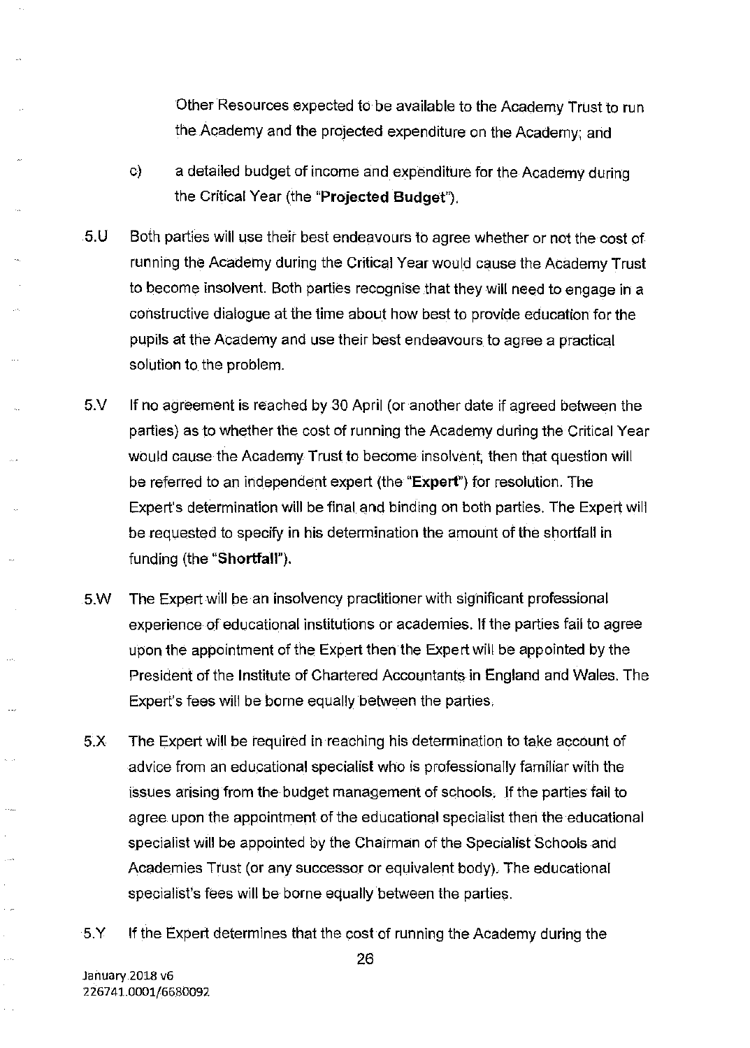Other Resources expected to be available to the Academy Trust to run the Academy and the projected expenditure on the Academy; and

c) a detailed budget of income and expenditure for the Academy during the Critical Year (the "**Projected Budget**").

5.U Both parties will use their best endeavours to agree whether or not the cost of running the Academy during the Critical Year would cause the Academy Trust to become insolvent. Both parties recognise that they will need to engage in a constructive dialogue at the time about how best to provide education for the pupils at the Academy and use their best endeavours to agree a practical solution to the problem.

5.V If no agreement is reached by 30 April (or another date if agreed between the parties) as to whether the cost of running the Academy during the Critical Year would cause the Academy Trust to become insolvent, then that question will be referred to an independent expert (the "**Expert**") for resolution. The Expert's determination will be final and binding on both parties. The Expert will be requested to specify in his determination the amount of the shortfall in funding (the "**Shortfall**").

5.W The Expert will be an insolvency practitioner with significant professional experience of educational institutions or academies. If the parties fail to agree upon the appointment of the Expert then the Expert will be appointed by the President of the Institute of Chartered Accountants in England and Wales. The Expert's fees will be borne equally between the parties.

5.X The Expert will be required in reaching his determination to take account of advice from an educational specialist who is professionally familiar with the issues arising from the budget management of schools. If the parties fail to agree upon the appointment of the educational specialist then the educational specialist will be appointed by the Chairman of the Specialist Schools and Academies Trust (or any successor or equivalent body). The educational specialist's fees will be borne equally between the parties.

5.Y If the Expert determines that the cost of running the Academy during the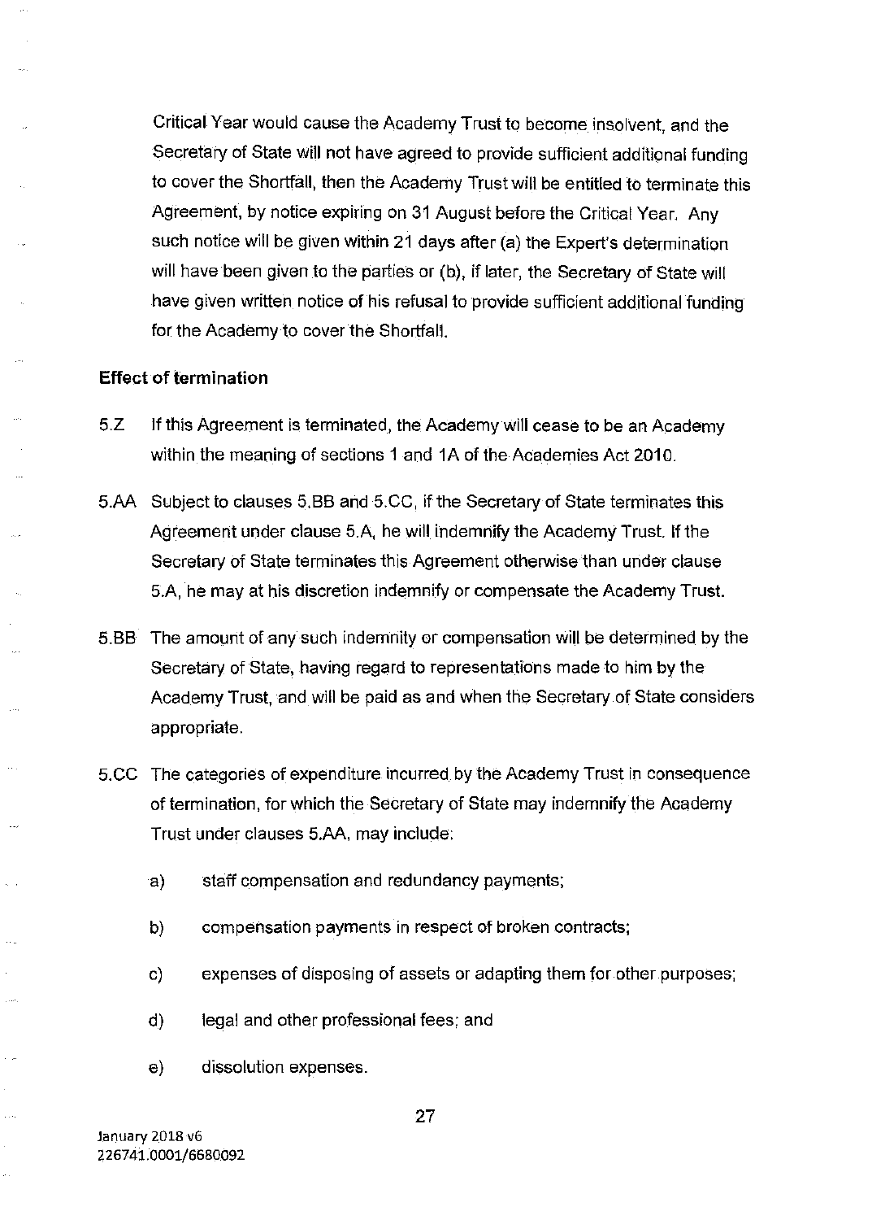Critical Year would cause the Academy Trust to become insolvent, and the Secretary of State will not have agreed to provide sufficient additional funding to cover the Shortfall, then the Academy Trust will be entitled to terminate this Agreement, by notice expiring on 31 August before the Critical Year. Any such notice will be given within 21 days after (a) the Expert's determination will have been given to the parties or (b), if later, the Secretary of State will have given written notice of his refusal to provide sufficient additional funding for the Academy to cover the Shortfall.

**Effect of termination**

5.Z If this Agreement is terminated, the Academy will cease to be an Academy within the meaning of sections 1 and 1A of the Academies Act 2010.

5.AA Subject to clauses 5.BB and 5.CC, if the Secretary of State terminates this Agreement under clause 5.A, he will indemnify the Academy Trust. If the Secretary of State terminates this Agreement otherwise than under clause 5.A, he may at his discretion indemnify or compensate the Academy Trust.

5.BB The amount of any such indemnity or compensation will be determined by the Secretary of State, having regard to representations made to him by the Academy Trust, and will be paid as and when the Secretary of State considers appropriate.

5.CC The categories of expenditure incurred by the Academy Trust in consequence of termination, for which the Secretary of State may indemnify the Academy Trust under clauses 5.AA, may include:

a) staff compensation and redundancy payments;

b) compensation payments in respect of broken contracts;

c) expenses of disposing of assets or adapting them for other purposes;

d) legal and other professional fees; and

e) dissolution expenses.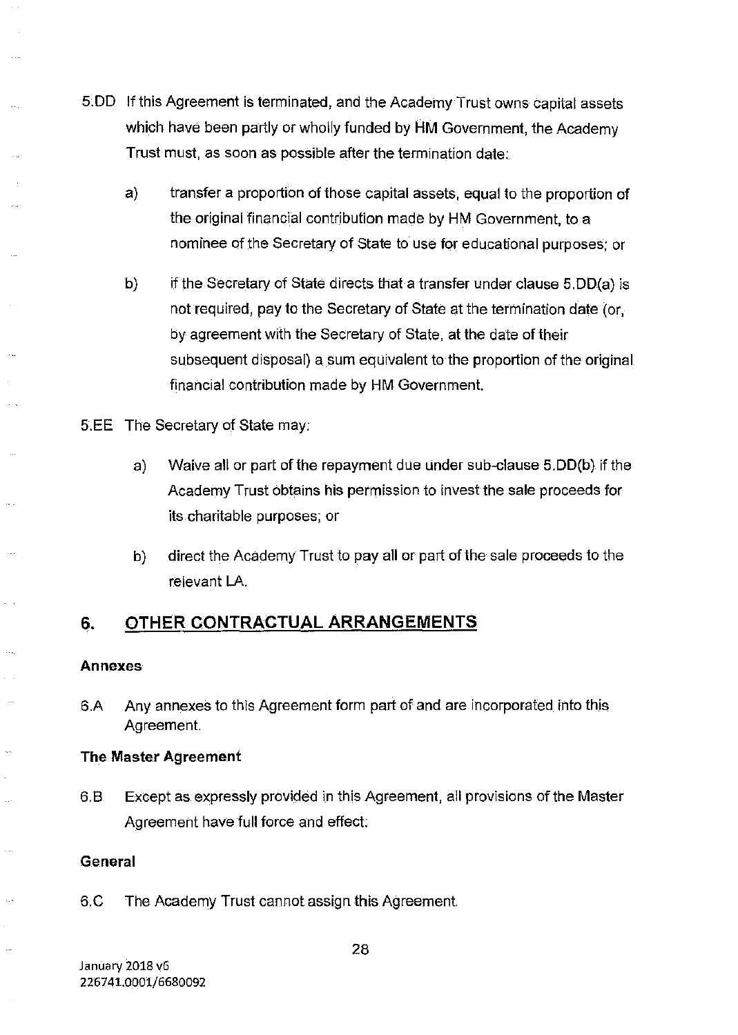5.DD If this Agreement is terminated, and the Academy Trust owns capital assets which have been partly or wholly funded by HM Government, the Academy Trust must, as soon as possible after the termination date:

a) transfer a proportion of those capital assets, equal to the proportion of the original financial contribution made by HM Government, to a nominee of the Secretary of State to use for educational purposes; or

b) if the Secretary of State directs that a transfer under clause 5.DD(a) is not required, pay to the Secretary of State at the termination date (or, by agreement with the Secretary of State, at the date of their subsequent disposal) a sum equivalent to the proportion of the original financial contribution made by HM Government.

5.EE The Secretary of State may:

a) Waive all or part of the repayment due under sub-clause 5.DD(b) if the Academy Trust obtains his permission to invest the sale proceeds for its charitable purposes; or

b) direct the Academy Trust to pay all or part of the sale proceeds to the relevant LA.

## 6. OTHER CONTRACTUAL ARRANGEMENTS

**Annexes**

6.A Any annexes to this Agreement form part of and are incorporated into this Agreement.

**The Master Agreement**

6.B Except as expressly provided in this Agreement, all provisions of the Master Agreement have full force and effect.

**General**

6.C The Academy Trust cannot assign this Agreement.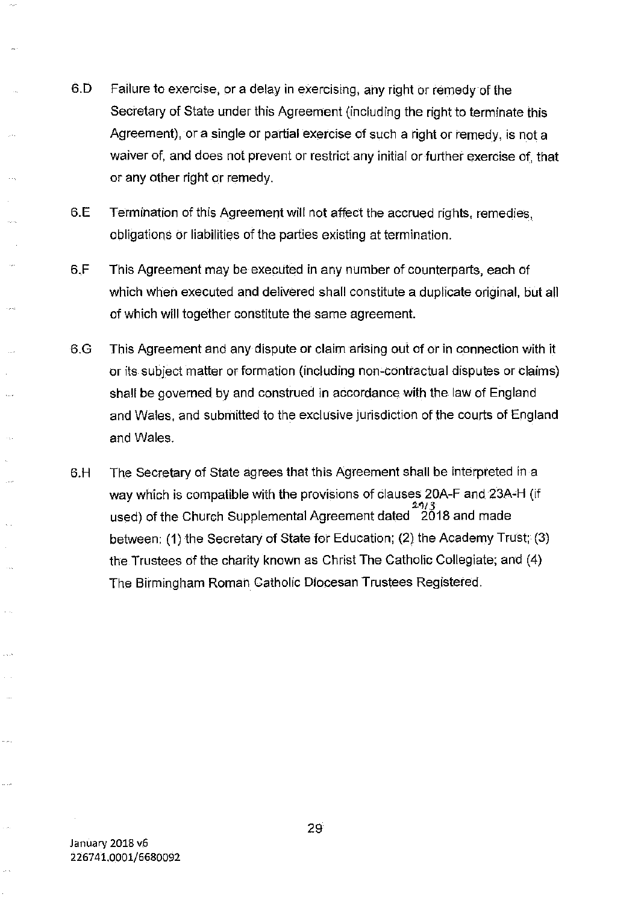6.D Failure to exercise, or a delay in exercising, any right or remedy of the Secretary of State under this Agreement (including the right to terminate this Agreement), or a single or partial exercise of such a right or remedy, is not a waiver of, and does not prevent or restrict any initial or further exercise of, that or any other right or remedy.

6.E Termination of this Agreement will not affect the accrued rights, remedies, obligations or liabilities of the parties existing at termination.

6.F This Agreement may be executed in any number of counterparts, each of which when executed and delivered shall constitute a duplicate original, but all of which will together constitute the same agreement.

6.G This Agreement and any dispute or claim arising out of or in connection with it or its subject matter or formation (including non-contractual disputes or claims) shall be governed by and construed in accordance with the law of England and Wales, and submitted to the exclusive jurisdiction of the courts of England and Wales.

6.H The Secretary of State agrees that this Agreement shall be interpreted in a way which is compatible with the provisions of clauses 20A-F and 23A-H (if used) of the Church Supplemental Agreement dated 29/3 2018 and made between: (1) the Secretary of State for Education; (2) the Academy Trust; (3) the Trustees of the charity known as Christ The Catholic Collegiate; and (4) The Birmingham Roman Catholic Diocesan Trustees Registered.

January 2018 v6
226741.0001/6680092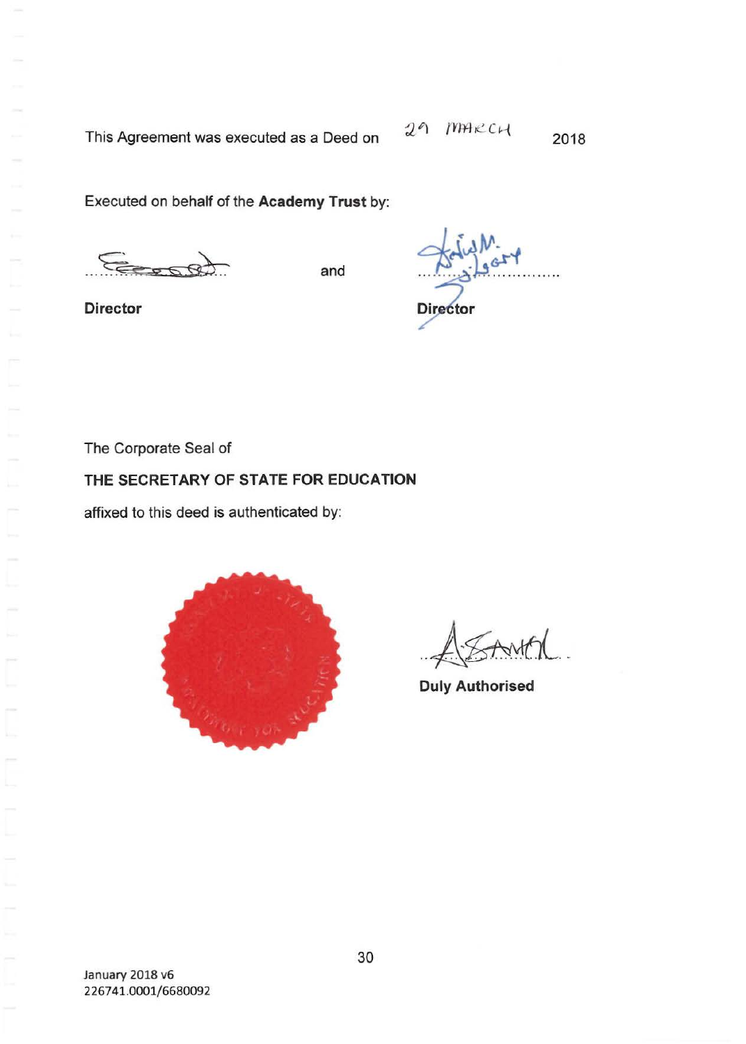This Agreement was executed as a Deed on 29 MARCH 2018

Executed on behalf of the **Academy Trust** by:

| | | |
|---|---|---|
| ............................ | and | ............................ |
| **Director** | | **Director** |

The Corporate Seal of

**THE SECRETARY OF STATE FOR EDUCATION**

affixed to this deed is authenticated by:

............................

**Duly Authorised**

January 2018 v6
226741.0001/6680092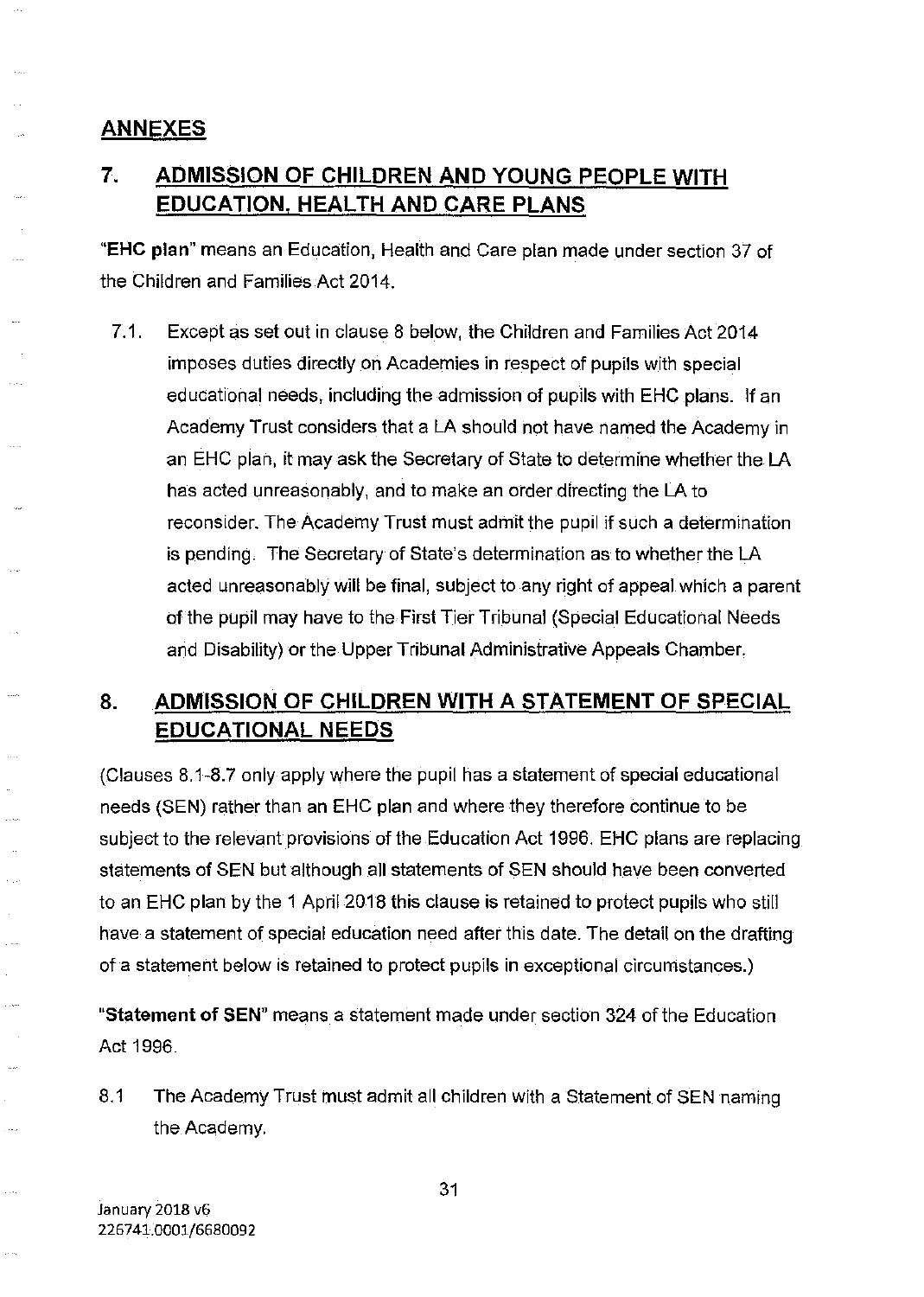## ANNEXES

## 7. ADMISSION OF CHILDREN AND YOUNG PEOPLE WITH EDUCATION, HEALTH AND CARE PLANS

"**EHC plan**" means an Education, Health and Care plan made under section 37 of the Children and Families Act 2014.

7.1. Except as set out in clause 8 below, the Children and Families Act 2014 imposes duties directly on Academies in respect of pupils with special educational needs, including the admission of pupils with EHC plans. If an Academy Trust considers that a LA should not have named the Academy in an EHC plan, it may ask the Secretary of State to determine whether the LA has acted unreasonably, and to make an order directing the LA to reconsider. The Academy Trust must admit the pupil if such a determination is pending. The Secretary of State's determination as to whether the LA acted unreasonably will be final, subject to any right of appeal which a parent of the pupil may have to the First Tier Tribunal (Special Educational Needs and Disability) or the Upper Tribunal Administrative Appeals Chamber.

## 8. ADMISSION OF CHILDREN WITH A STATEMENT OF SPECIAL EDUCATIONAL NEEDS

(Clauses 8.1-8.7 only apply where the pupil has a statement of special educational needs (SEN) rather than an EHC plan and where they therefore continue to be subject to the relevant provisions of the Education Act 1996. EHC plans are replacing statements of SEN but although all statements of SEN should have been converted to an EHC plan by the 1 April 2018 this clause is retained to protect pupils who still have a statement of special education need after this date. The detail on the drafting of a statement below is retained to protect pupils in exceptional circumstances.)

"**Statement of SEN**" means a statement made under section 324 of the Education Act 1996.

8.1 The Academy Trust must admit all children with a Statement of SEN naming the Academy.

January 2018 v6
226741.0001/6680092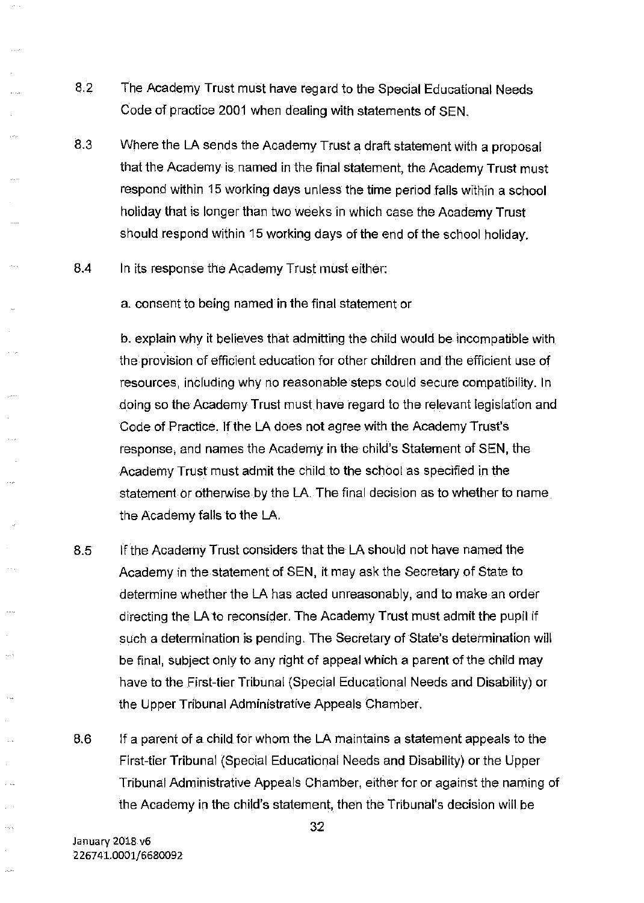8.2 The Academy Trust must have regard to the Special Educational Needs Code of practice 2001 when dealing with statements of SEN.

8.3 Where the LA sends the Academy Trust a draft statement with a proposal that the Academy is named in the final statement, the Academy Trust must respond within 15 working days unless the time period falls within a school holiday that is longer than two weeks in which case the Academy Trust should respond within 15 working days of the end of the school holiday.

8.4 In its response the Academy Trust must either:

a. consent to being named in the final statement or

b. explain why it believes that admitting the child would be incompatible with the provision of efficient education for other children and the efficient use of resources, including why no reasonable steps could secure compatibility. In doing so the Academy Trust must have regard to the relevant legislation and Code of Practice. If the LA does not agree with the Academy Trust's response, and names the Academy in the child's Statement of SEN, the Academy Trust must admit the child to the school as specified in the statement or otherwise by the LA. The final decision as to whether to name the Academy falls to the LA.

8.5 If the Academy Trust considers that the LA should not have named the Academy in the statement of SEN, it may ask the Secretary of State to determine whether the LA has acted unreasonably, and to make an order directing the LA to reconsider. The Academy Trust must admit the pupil if such a determination is pending. The Secretary of State's determination will be final, subject only to any right of appeal which a parent of the child may have to the First-tier Tribunal (Special Educational Needs and Disability) or the Upper Tribunal Administrative Appeals Chamber.

8.6 If a parent of a child for whom the LA maintains a statement appeals to the First-tier Tribunal (Special Educational Needs and Disability) or the Upper Tribunal Administrative Appeals Chamber, either for or against the naming of the Academy in the child's statement, then the Tribunal's decision will be

January 2018 v6
226741.0001/6680092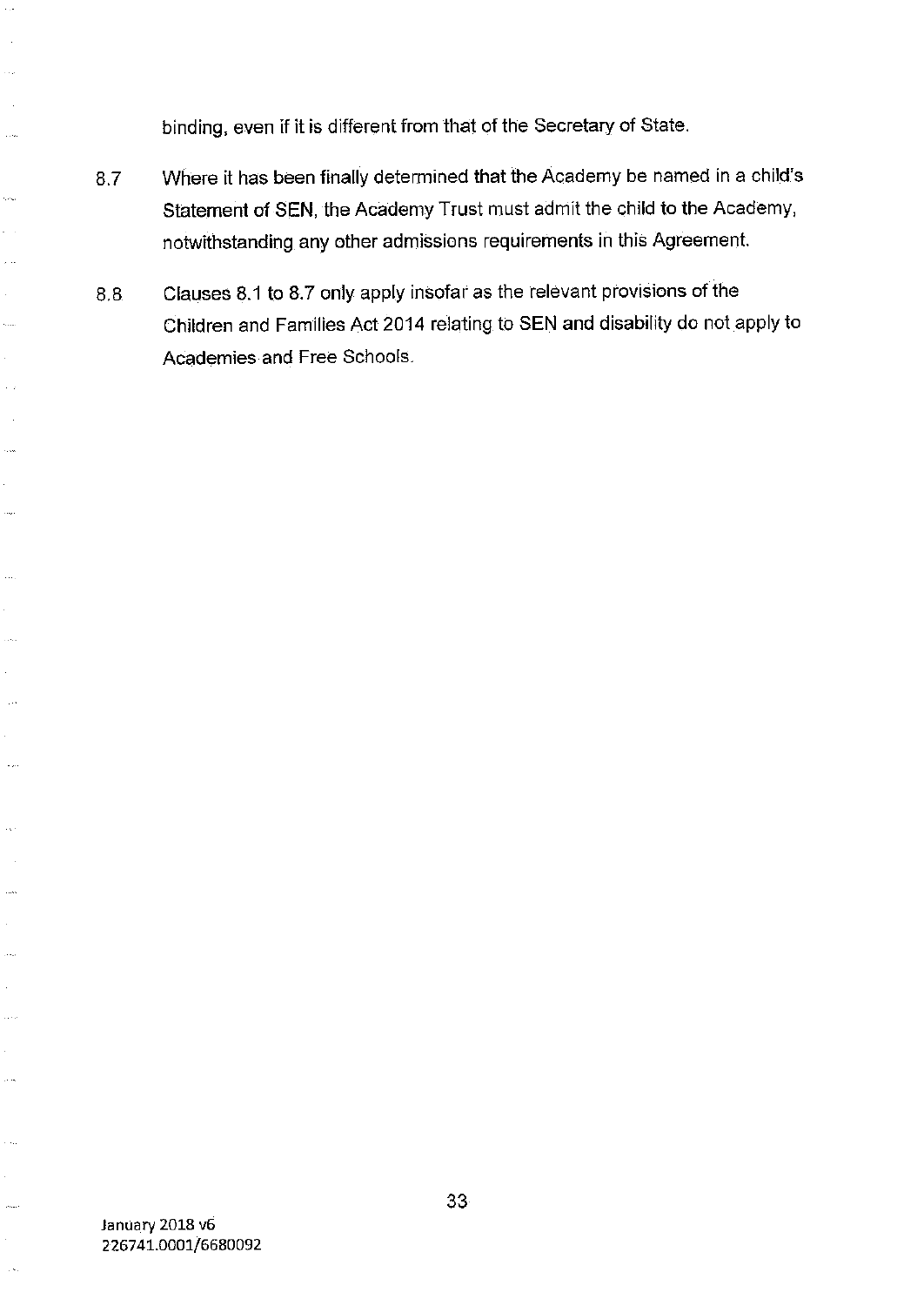binding, even if it is different from that of the Secretary of State.

8.7 Where it has been finally determined that the Academy be named in a child's Statement of SEN, the Academy Trust must admit the child to the Academy, notwithstanding any other admissions requirements in this Agreement.

8.8 Clauses 8.1 to 8.7 only apply insofar as the relevant provisions of the Children and Families Act 2014 relating to SEN and disability do not apply to Academies and Free Schools.

January 2018 v6
226741.0001/6680092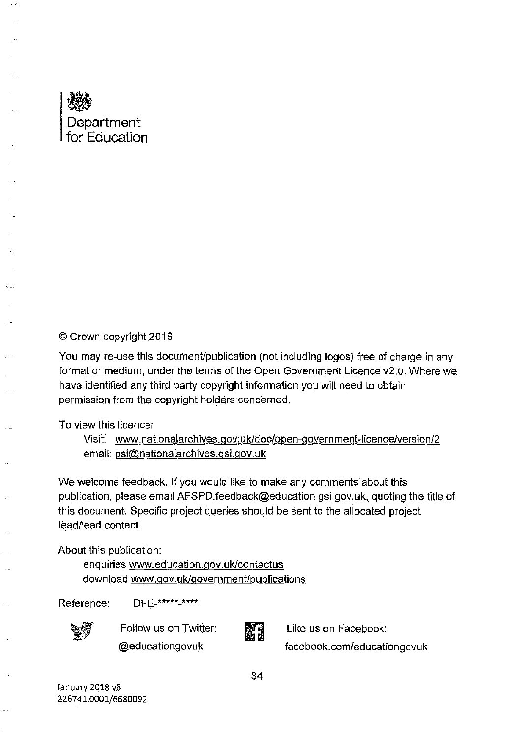Department for Education

© Crown copyright 2018

You may re-use this document/publication (not including logos) free of charge in any format or medium, under the terms of the Open Government Licence v2.0. Where we have identified any third party copyright information you will need to obtain permission from the copyright holders concerned.

To view this licence:

Visit: www.nationalarchives.gov.uk/doc/open-government-licence/version/2
email: psi@nationalarchives.gsi.gov.uk

We welcome feedback. If you would like to make any comments about this publication, please email AFSPD.feedback@education.gsi.gov.uk, quoting the title of this document. Specific project queries should be sent to the allocated project lead/lead contact.

About this publication:

enquiries www.education.gov.uk/contactus
download www.gov.uk/government/publications

Reference: DFE-*****-****

Follow us on Twitter: @educationgovuk

Like us on Facebook: facebook.com/educationgovuk

January 2018 v6
226741.0001/6680092